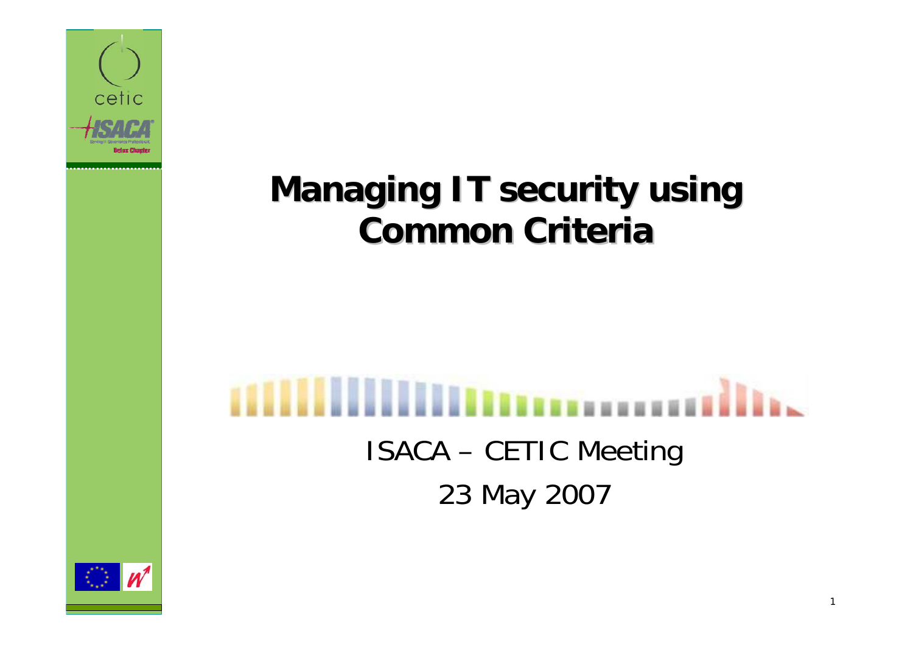# Managing IT security using Common Criteria

ISACA – CETIC Meeting

23 May 2007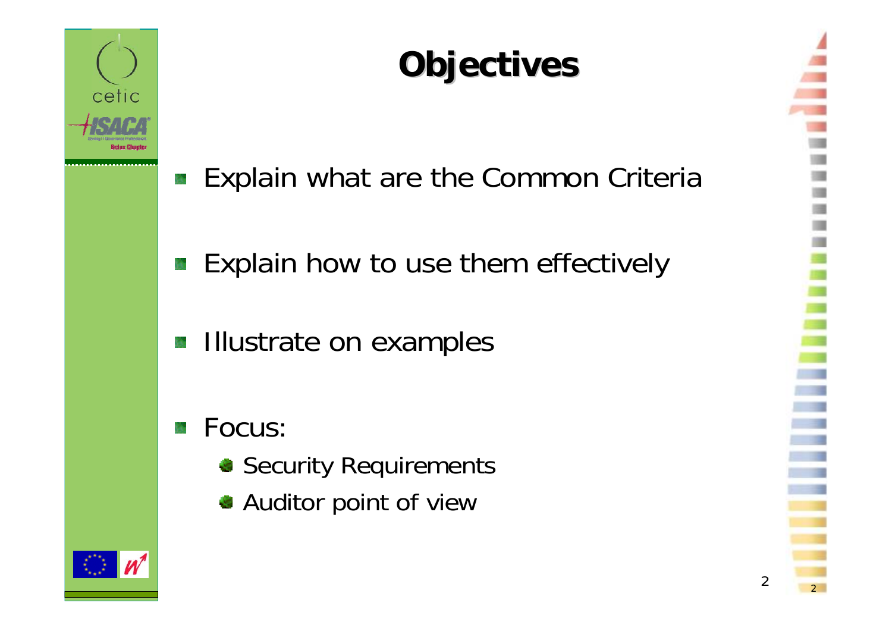# Objectives

- Explain what are the Common Criteria
- Explain how to use them effectively
- Illustrate on examples
- Focus:
  - Security Requirements
  - Auditor point of view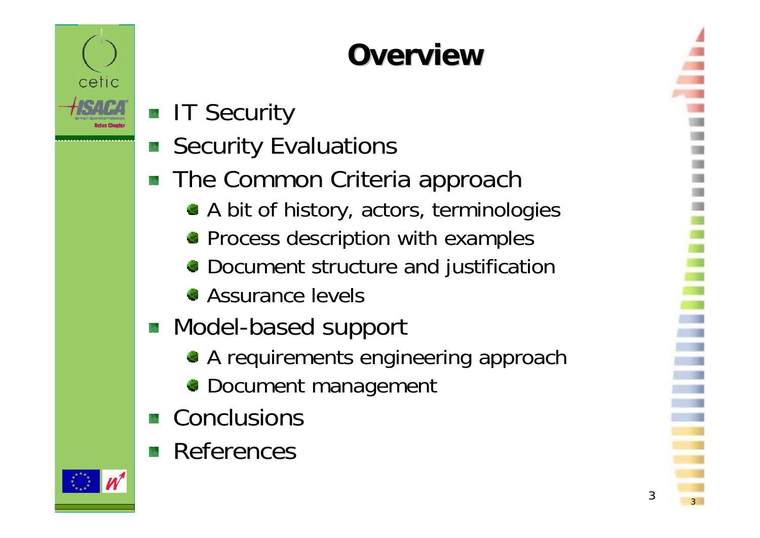# Overview

- IT Security
- Security Evaluations
- The Common Criteria approach
  - A bit of history, actors, terminologies
  - Process description with examples
  - Document structure and justification
  - Assurance levels
- Model-based support
  - A requirements engineering approach
  - Document management
- Conclusions
- References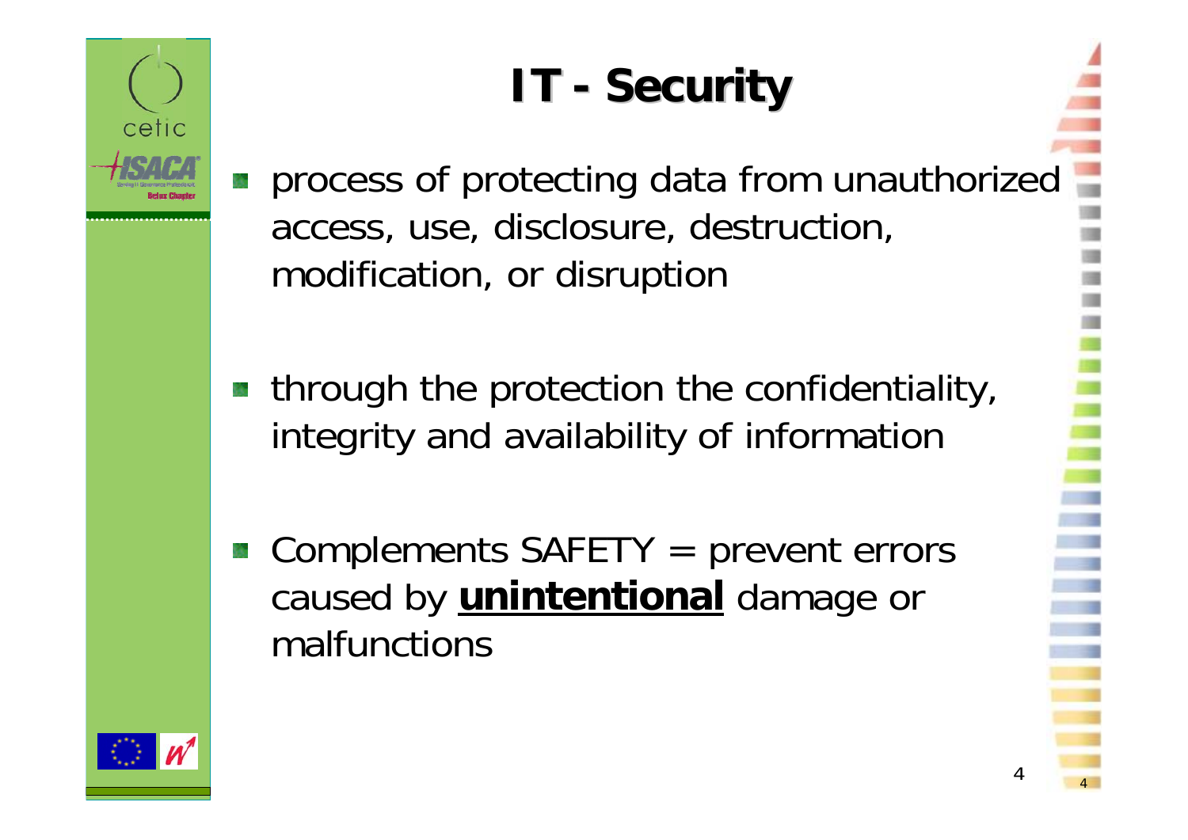# IT - Security

- process of protecting data from unauthorized access, use, disclosure, destruction, modification, or disruption
- through the protection the confidentiality, integrity and availability of information
- Complements SAFETY = prevent errors caused by **<u>unintentional</u>** damage or malfunctions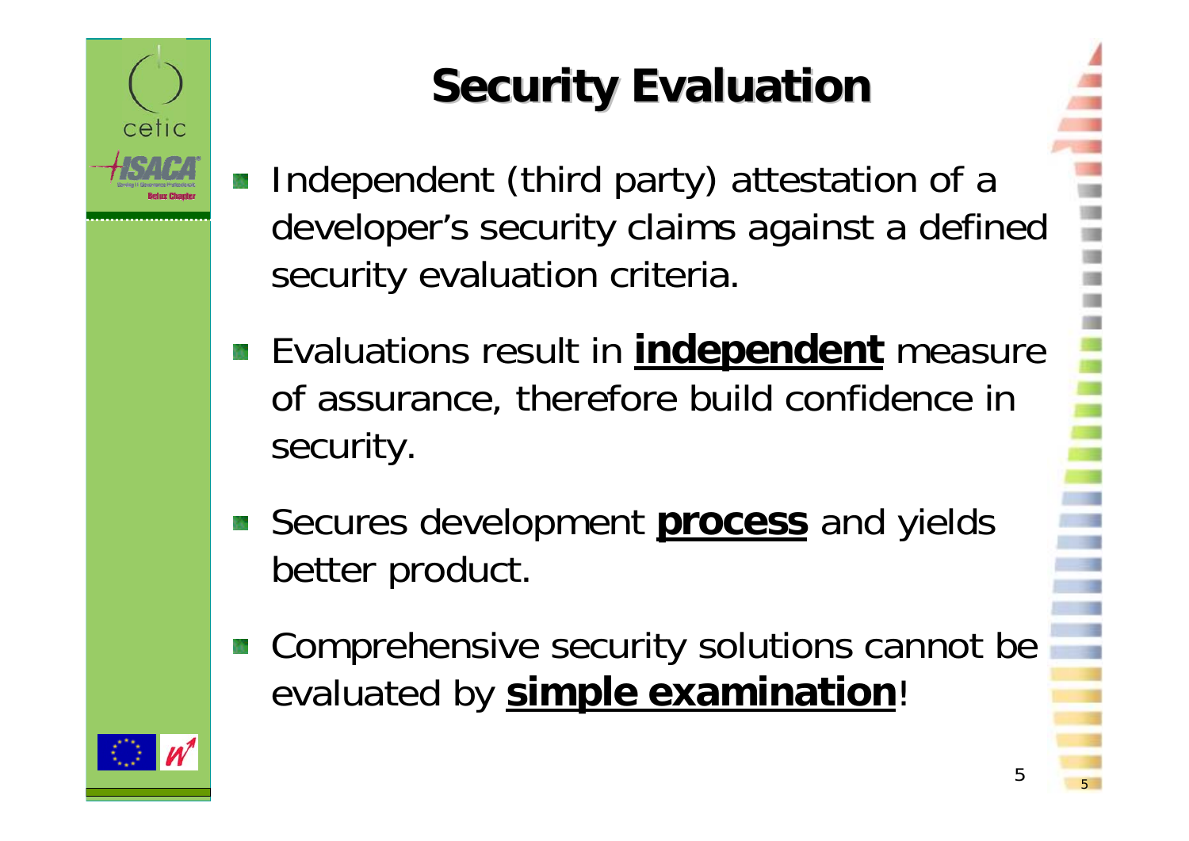# Security Evaluation

- Independent (third party) attestation of a developer's security claims against a defined security evaluation criteria.
- Evaluations result in **independent** measure of assurance, therefore build confidence in security.
- Secures development **process** and yields better product.
- Comprehensive security solutions cannot be evaluated by **simple examination**!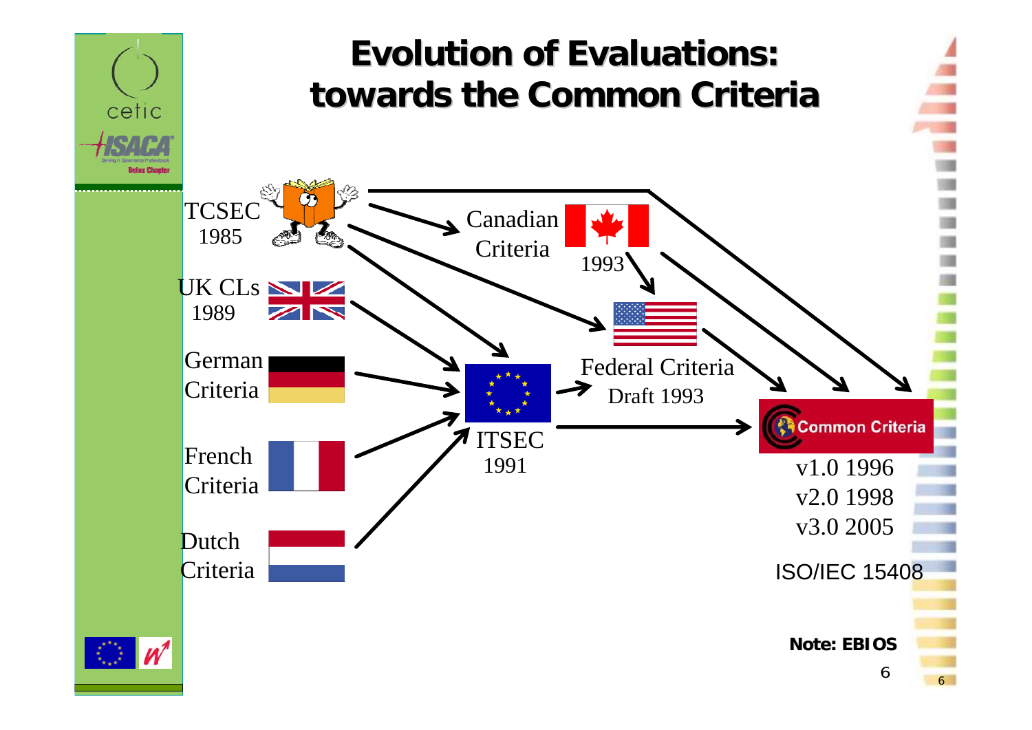# Evolution of Evaluations: towards the Common Criteria

- TCSEC 1985
- UK CLs 1989
- German Criteria
- French Criteria
- Dutch Criteria
- Canadian Criteria 1993
- Federal Criteria Draft 1993
- ITSEC 1991
- Common Criteria
  - v1.0 1996
  - v2.0 1998
  - v3.0 2005
- ISO/IEC 15408

**Note: EBIOS**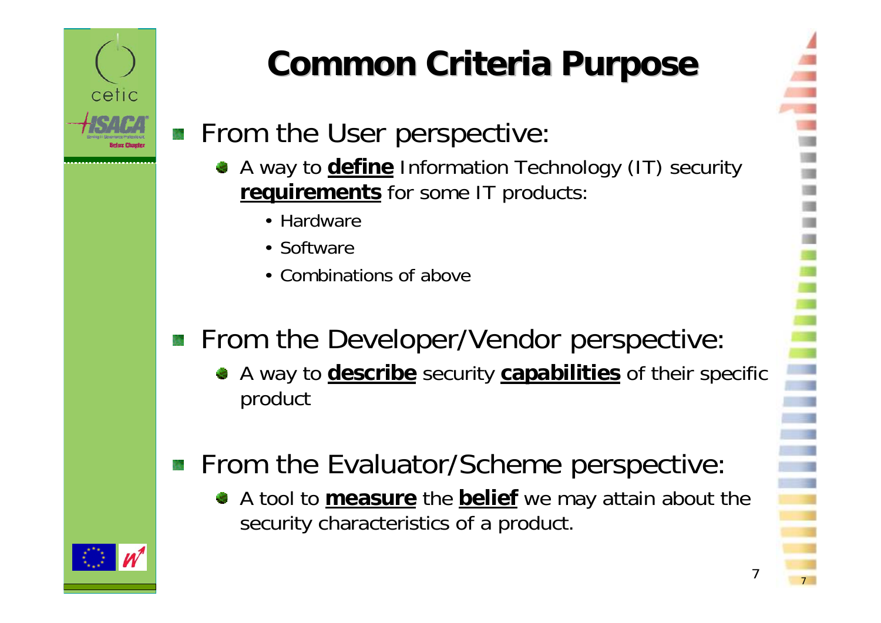# Common Criteria Purpose

- From the User perspective:
  - A way to **define** Information Technology (IT) security **requirements** for some IT products:
    - Hardware
    - Software
    - Combinations of above

- From the Developer/Vendor perspective:
  - A way to **describe** security **capabilities** of their specific product

- From the Evaluator/Scheme perspective:
  - A tool to **measure** the **belief** we may attain about the security characteristics of a product.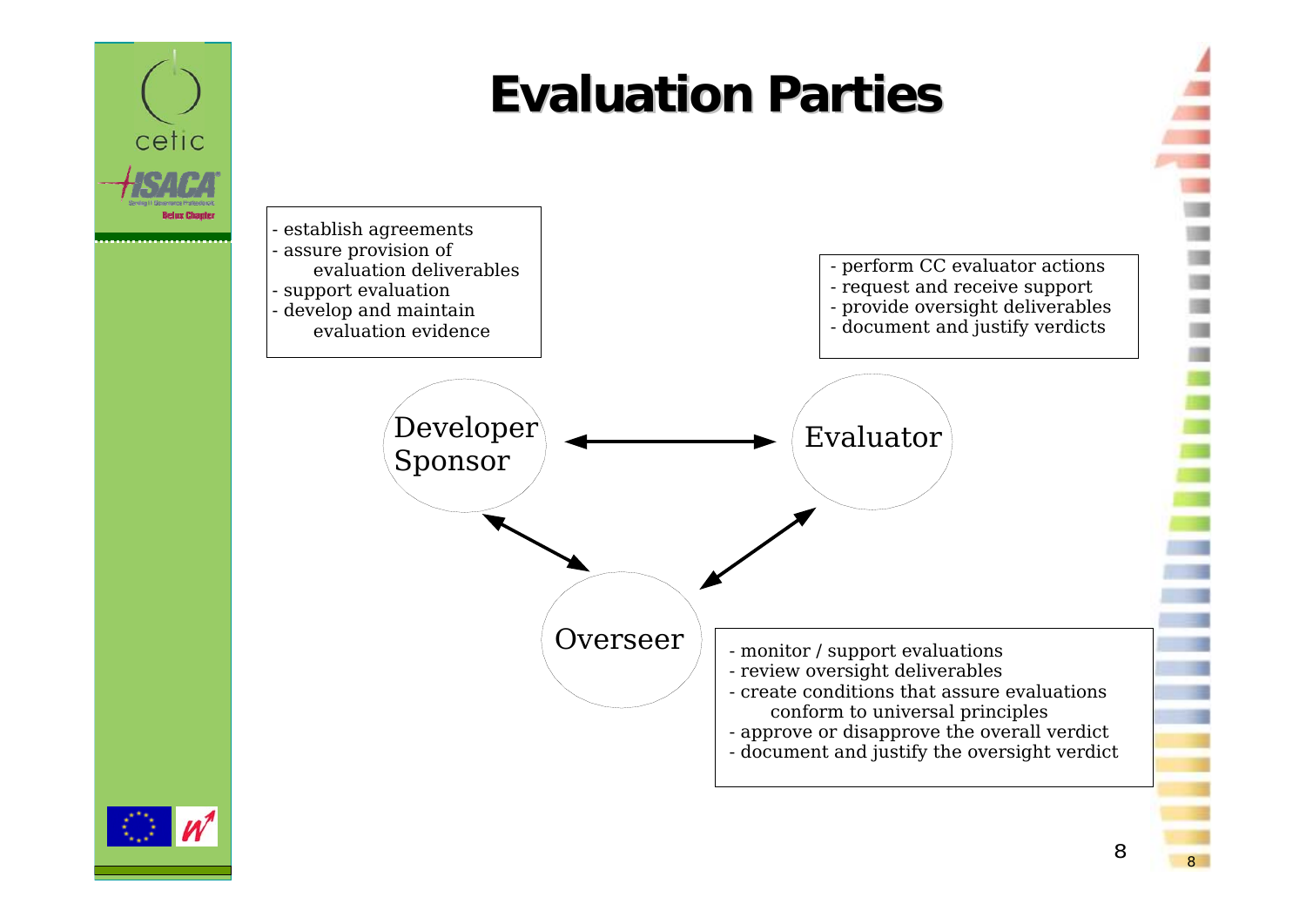# Evaluation Parties

**Developer / Sponsor**

- establish agreements
- assure provision of evaluation deliverables
- support evaluation
- develop and maintain evaluation evidence

**Evaluator**

- perform CC evaluator actions
- request and receive support
- provide oversight deliverables
- document and justify verdicts

**Overseer**

- monitor / support evaluations
- review oversight deliverables
- create conditions that assure evaluations conform to universal principles
- approve or disapprove the overall verdict
- document and justify the oversight verdict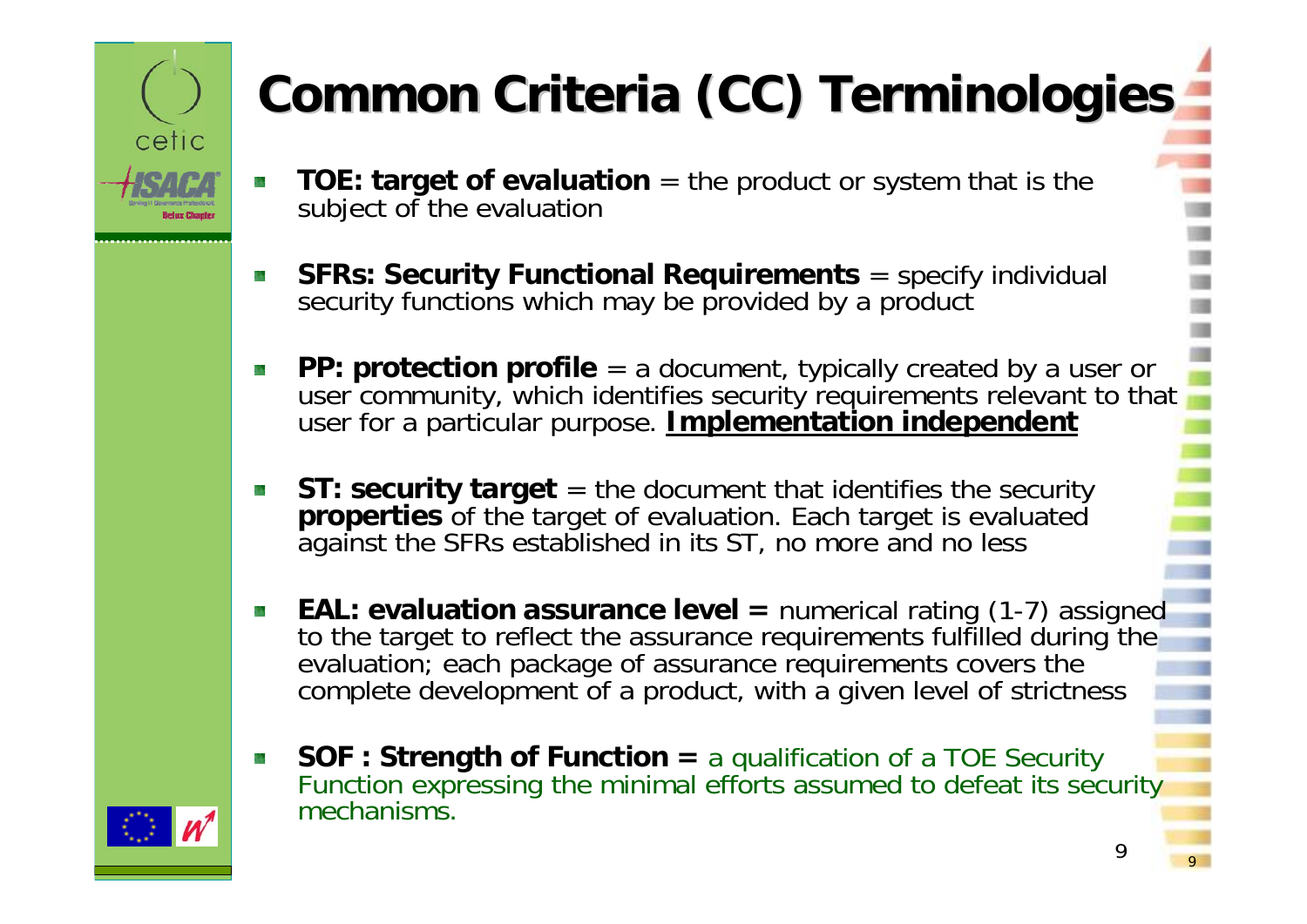# Common Criteria (CC) Terminologies

- **TOE: target of evaluation** = the product or system that is the subject of the evaluation
- **SFRs: Security Functional Requirements** = specify individual security functions which may be provided by a product
- **PP: protection profile** = a document, typically created by a user or user community, which identifies security requirements relevant to that user for a particular purpose. **Implementation independent**
- ***ST: security target*** = the document that identifies the security **properties** of the target of evaluation. Each target is evaluated against the SFRs established in its ST, no more and no less
- **EAL: evaluation assurance level =** numerical rating (1-7) assigned to the target to reflect the assurance requirements fulfilled during the evaluation; each package of assurance requirements covers the complete development of a product, with a given level of strictness
- **SOF : Strength of Function =** a qualification of a TOE Security Function expressing the minimal efforts assumed to defeat its security mechanisms.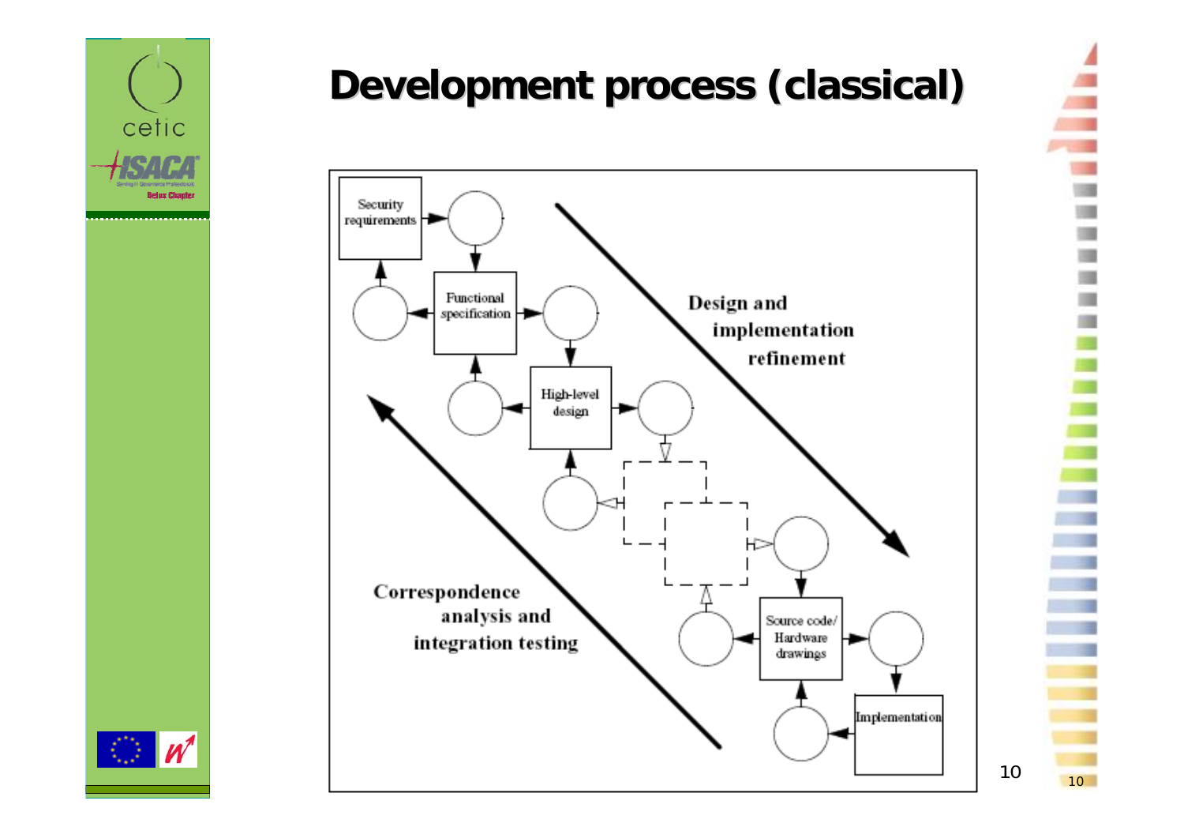# Development process (classical)

Security requirements

Functional specification

High-level design

Source code/ Hardware drawings

Implementation

Design and implementation refinement

Correspondence analysis and integration testing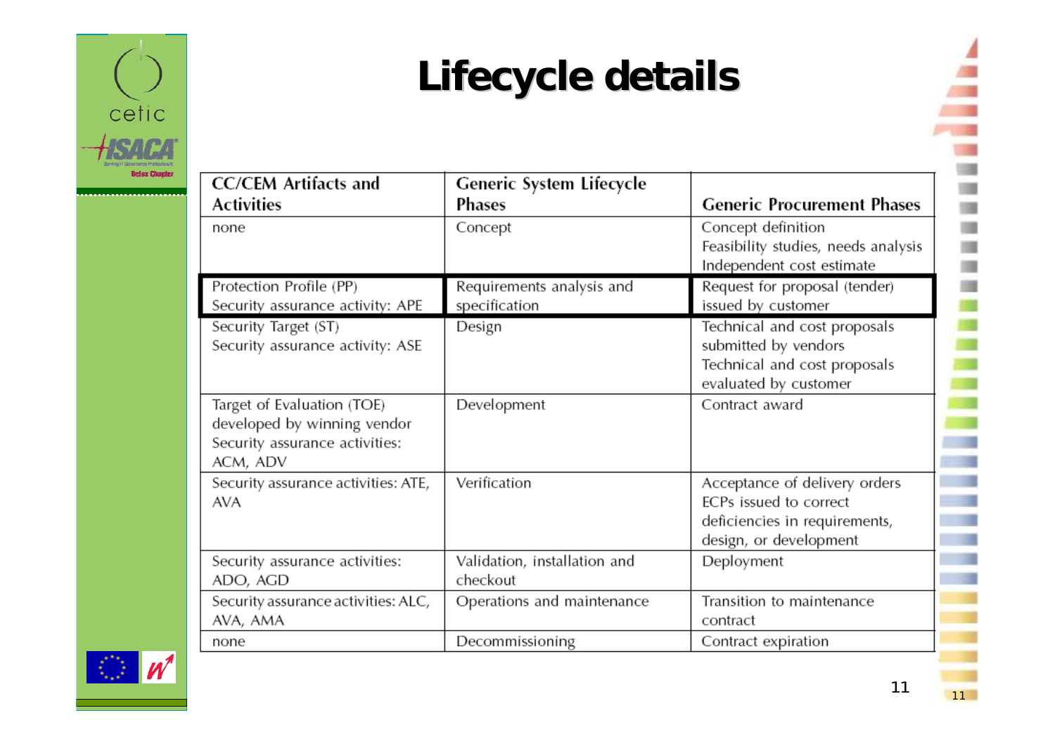# Lifecycle details

| CC/CEM Artifacts and Activities | Generic System Lifecycle Phases | Generic Procurement Phases |
|---|---|---|
| none | Concept | Concept definition<br>Feasibility studies, needs analysis<br>Independent cost estimate |
| Protection Profile (PP)<br>Security assurance activity: APE | Requirements analysis and specification | Request for proposal (tender) issued by customer |
| Security Target (ST)<br>Security assurance activity: ASE | Design | Technical and cost proposals submitted by vendors<br>Technical and cost proposals evaluated by customer |
| Target of Evaluation (TOE) developed by winning vendor<br>Security assurance activities: ACM, ADV | Development | Contract award |
| Security assurance activities: ATE, AVA | Verification | Acceptance of delivery orders<br>ECPs issued to correct deficiencies in requirements, design, or development |
| Security assurance activities: ADO, AGD | Validation, installation and checkout | Deployment |
| Security assurance activities: ALC, AVA, AMA | Operations and maintenance | Transition to maintenance contract |
| none | Decommissioning | Contract expiration |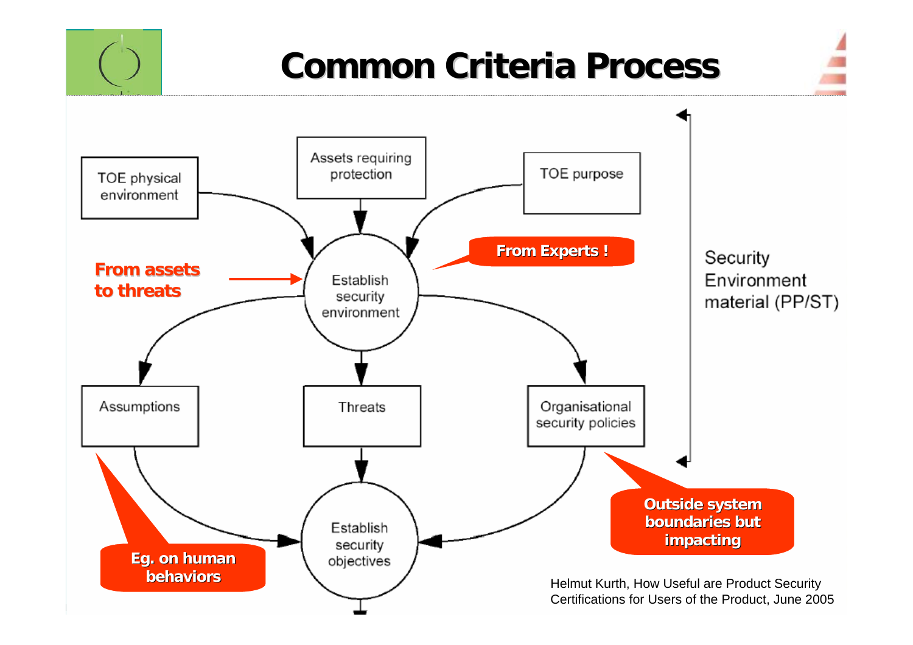# Common Criteria Process

TOE physical environment

Assets requiring protection

TOE purpose

**From assets to threats**

Establish security environment

**From Experts !**

Security Environment material (PP/ST)

Assumptions

Threats

Organisational security policies

Establish security objectives

**Eg. on human behaviors**

**Outside system boundaries but impacting**

Helmut Kurth, How Useful are Product Security Certifications for Users of the Product, June 2005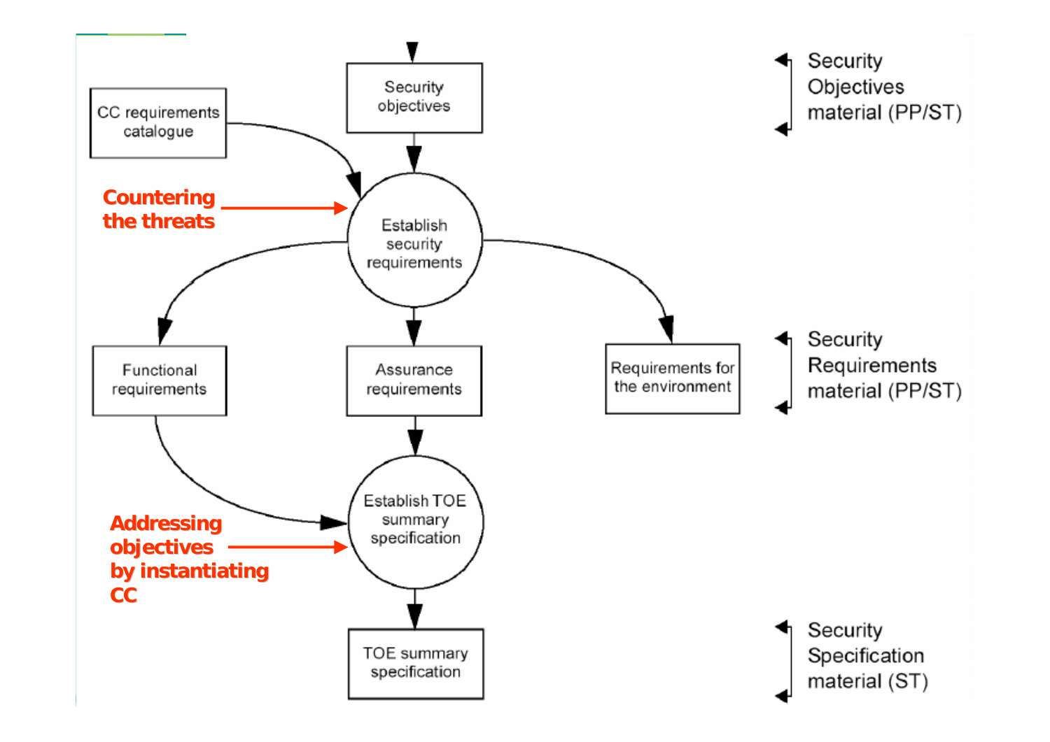Security objectives

CC requirements catalogue

Countering the threats

Establish security requirements

Functional requirements

Assurance requirements

Requirements for the environment

Establish TOE summary specification

Addressing objectives by instantiating CC

TOE summary specification

Security Objectives material (PP/ST)

Security Requirements material (PP/ST)

Security Specification material (ST)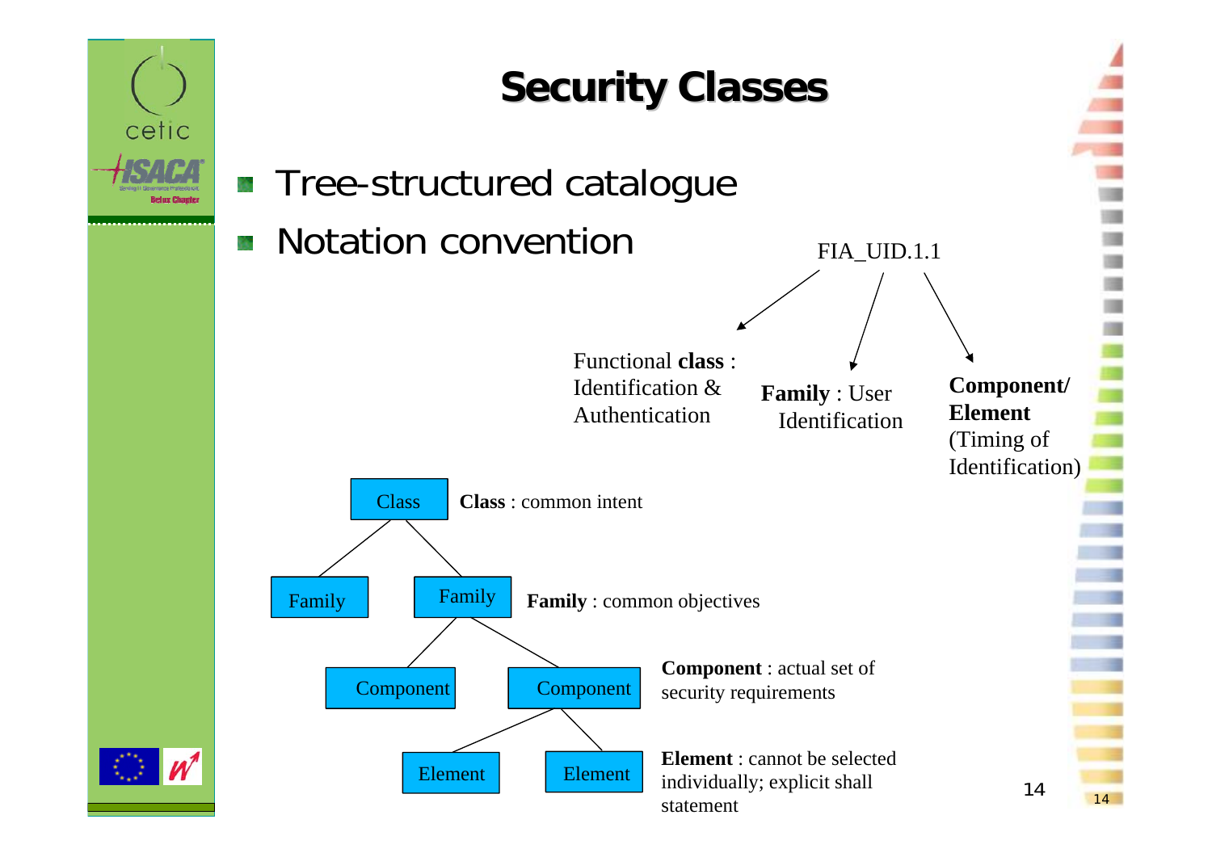# Security Classes

- Tree-structured catalogue
- Notation convention

FIA_UID.1.1

- Functional **class** : Identification & Authentication
- **Family** : User Identification
- **Component/ Element** (Timing of Identification)

Class — **Class** : common intent

Family, Family — **Family** : common objectives

Component, Component — **Component** : actual set of security requirements

Element, Element — **Element** : cannot be selected individually; explicit shall statement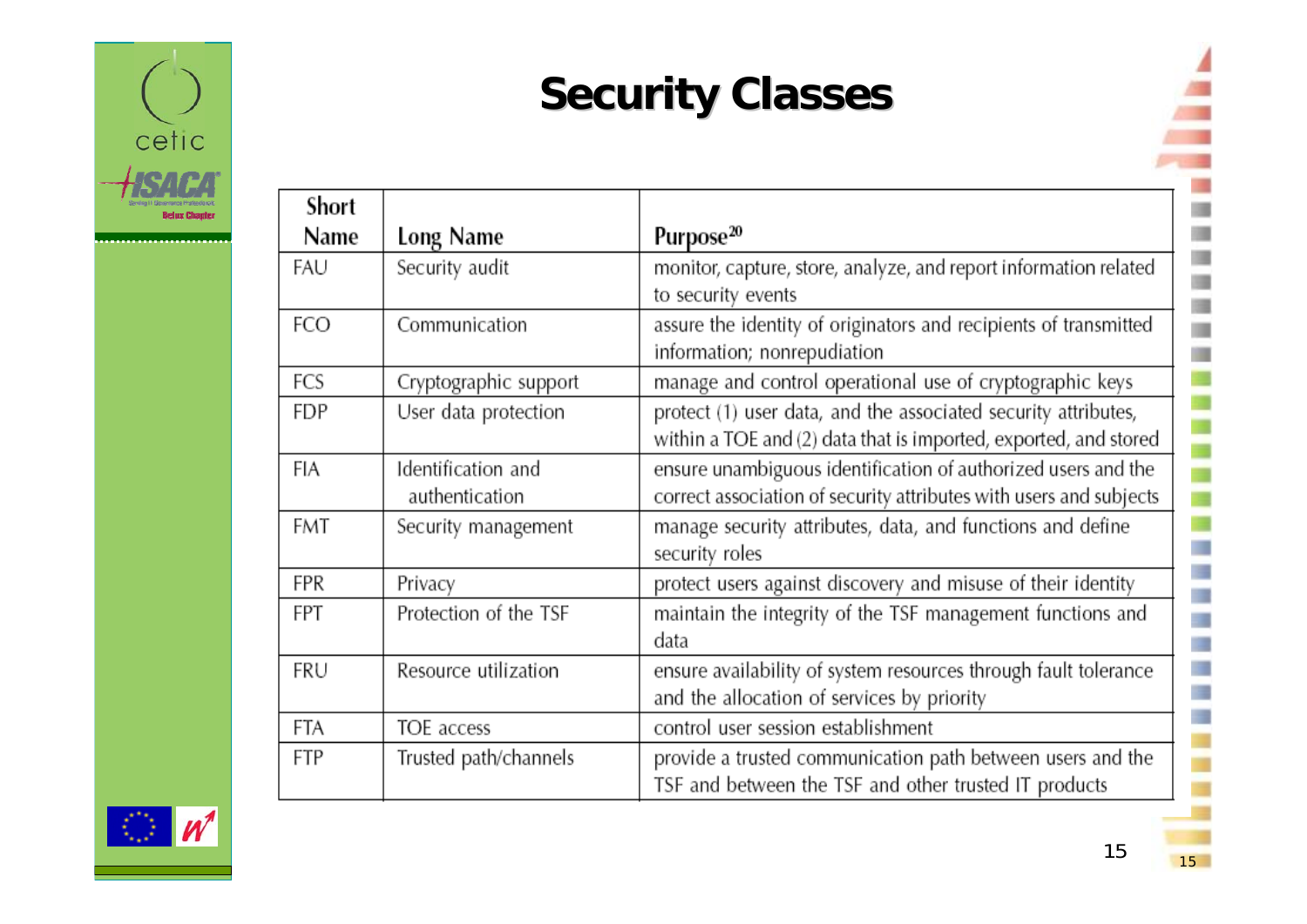# Security Classes

| Short Name | Long Name | Purpose[20] |
|---|---|---|
| FAU | Security audit | monitor, capture, store, analyze, and report information related to security events |
| FCO | Communication | assure the identity of originators and recipients of transmitted information; nonrepudiation |
| FCS | Cryptographic support | manage and control operational use of cryptographic keys |
| FDP | User data protection | protect (1) user data, and the associated security attributes, within a TOE and (2) data that is imported, exported, and stored |
| FIA | Identification and authentication | ensure unambiguous identification of authorized users and the correct association of security attributes with users and subjects |
| FMT | Security management | manage security attributes, data, and functions and define security roles |
| FPR | Privacy | protect users against discovery and misuse of their identity |
| FPT | Protection of the TSF | maintain the integrity of the TSF management functions and data |
| FRU | Resource utilization | ensure availability of system resources through fault tolerance and the allocation of services by priority |
| FTA | TOE access | control user session establishment |
| FTP | Trusted path/channels | provide a trusted communication path between users and the TSF and between the TSF and other trusted IT products |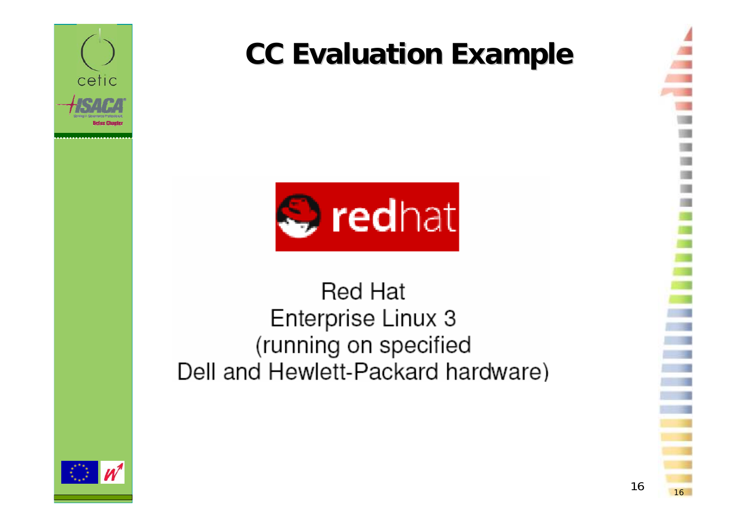# CC Evaluation Example

Red Hat
Enterprise Linux 3
(running on specified
Dell and Hewlett-Packard hardware)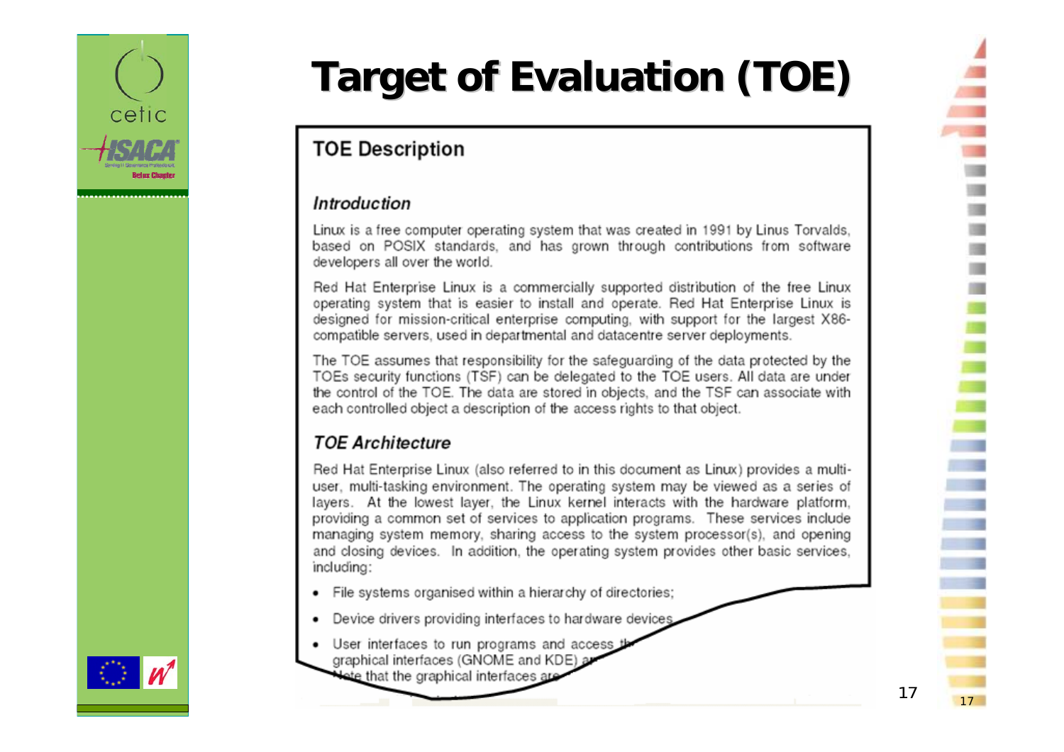# Target of Evaluation (TOE)

## TOE Description

### *Introduction*

Linux is a free computer operating system that was created in 1991 by Linus Torvalds, based on POSIX standards, and has grown through contributions from software developers all over the world.

Red Hat Enterprise Linux is a commercially supported distribution of the free Linux operating system that is easier to install and operate. Red Hat Enterprise Linux is designed for mission-critical enterprise computing, with support for the largest X86-compatible servers, used in departmental and datacentre server deployments.

The TOE assumes that responsibility for the safeguarding of the data protected by the TOEs security functions (TSF) can be delegated to the TOE users. All data are under the control of the TOE. The data are stored in objects, and the TSF can associate with each controlled object a description of the access rights to that object.

### *TOE Architecture*

Red Hat Enterprise Linux (also referred to in this document as Linux) provides a multi-user, multi-tasking environment. The operating system may be viewed as a series of layers. At the lowest layer, the Linux kernel interacts with the hardware platform, providing a common set of services to application programs. These services include managing system memory, sharing access to the system processor(s), and opening and closing devices. In addition, the operating system provides other basic services, including:

- File systems organised within a hierarchy of directories;
- Device drivers providing interfaces to hardware devices
- User interfaces to run programs and access th graphical interfaces (GNOME and KDE) a Note that the graphical interfaces are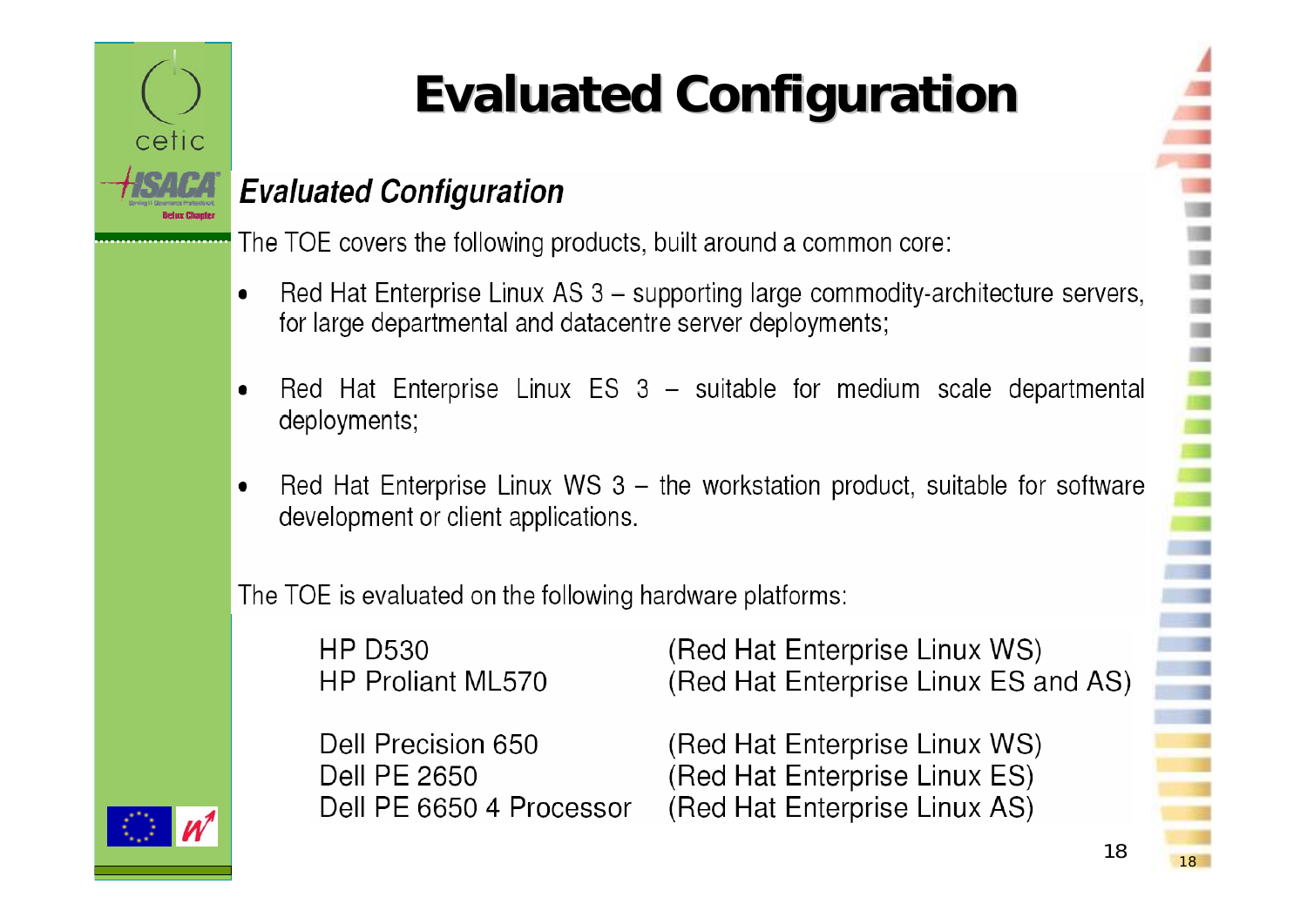# Evaluated Configuration

## *Evaluated Configuration*

The TOE covers the following products, built around a common core:

- Red Hat Enterprise Linux AS 3 – supporting large commodity-architecture servers, for large departmental and datacentre server deployments;
- Red Hat Enterprise Linux ES 3 – suitable for medium scale departmental deployments;
- Red Hat Enterprise Linux WS 3 – the workstation product, suitable for software development or client applications.

The TOE is evaluated on the following hardware platforms:

| | |
|---|---|
| HP D530 | (Red Hat Enterprise Linux WS) |
| HP Proliant ML570 | (Red Hat Enterprise Linux ES and AS) |
| Dell Precision 650 | (Red Hat Enterprise Linux WS) |
| Dell PE 2650 | (Red Hat Enterprise Linux ES) |
| Dell PE 6650 4 Processor | (Red Hat Enterprise Linux AS) |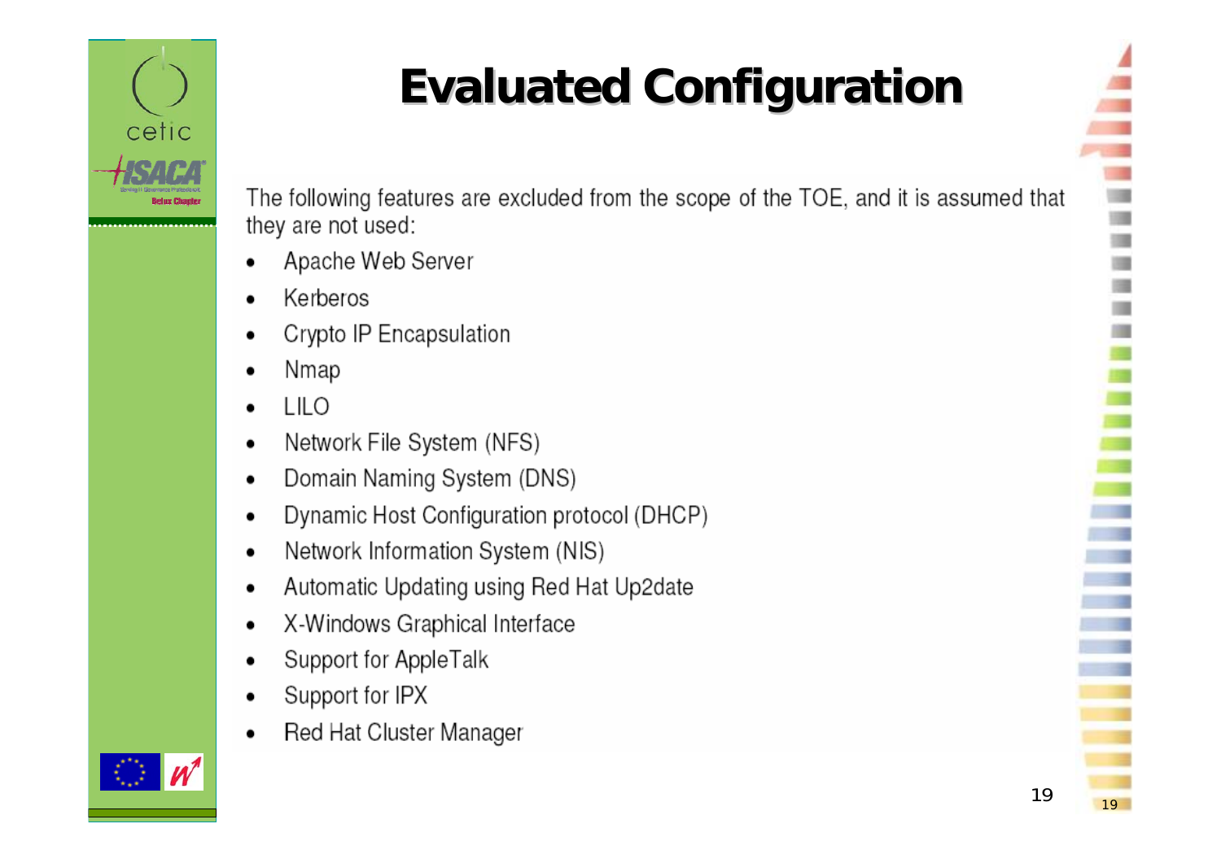# Evaluated Configuration

The following features are excluded from the scope of the TOE, and it is assumed that they are not used:

- Apache Web Server
- Kerberos
- Crypto IP Encapsulation
- Nmap
- LILO
- Network File System (NFS)
- Domain Naming System (DNS)
- Dynamic Host Configuration protocol (DHCP)
- Network Information System (NIS)
- Automatic Updating using Red Hat Up2date
- X-Windows Graphical Interface
- Support for AppleTalk
- Support for IPX
- Red Hat Cluster Manager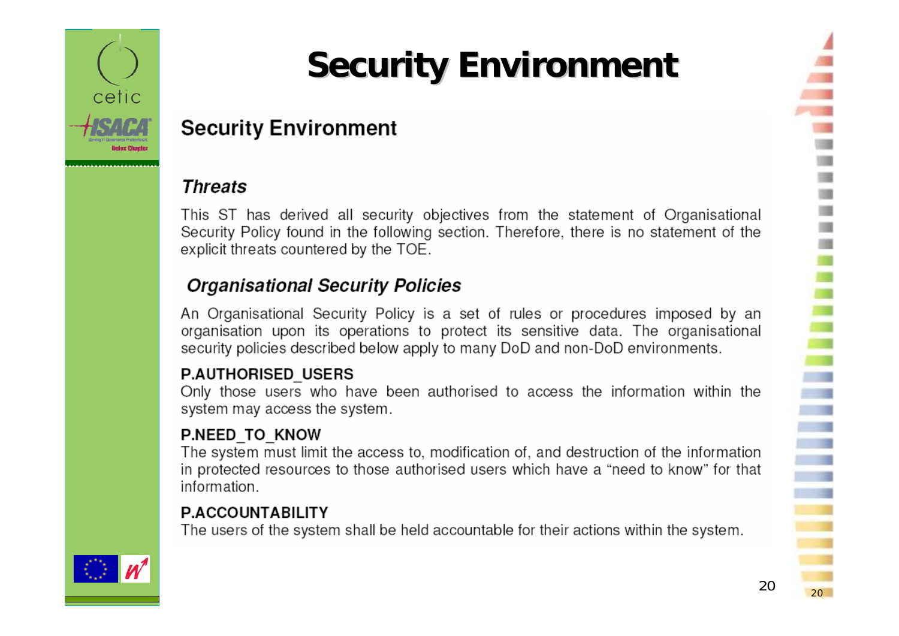# Security Environment

## Security Environment

### *Threats*

This ST has derived all security objectives from the statement of Organisational Security Policy found in the following section. Therefore, there is no statement of the explicit threats countered by the TOE.

### *Organisational Security Policies*

An Organisational Security Policy is a set of rules or procedures imposed by an organisation upon its operations to protect its sensitive data. The organisational security policies described below apply to many DoD and non-DoD environments.

**P.AUTHORISED_USERS**
Only those users who have been authorised to access the information within the system may access the system.

**P.NEED_TO_KNOW**
The system must limit the access to, modification of, and destruction of the information in protected resources to those authorised users which have a "need to know" for that information.

**P.ACCOUNTABILITY**
The users of the system shall be held accountable for their actions within the system.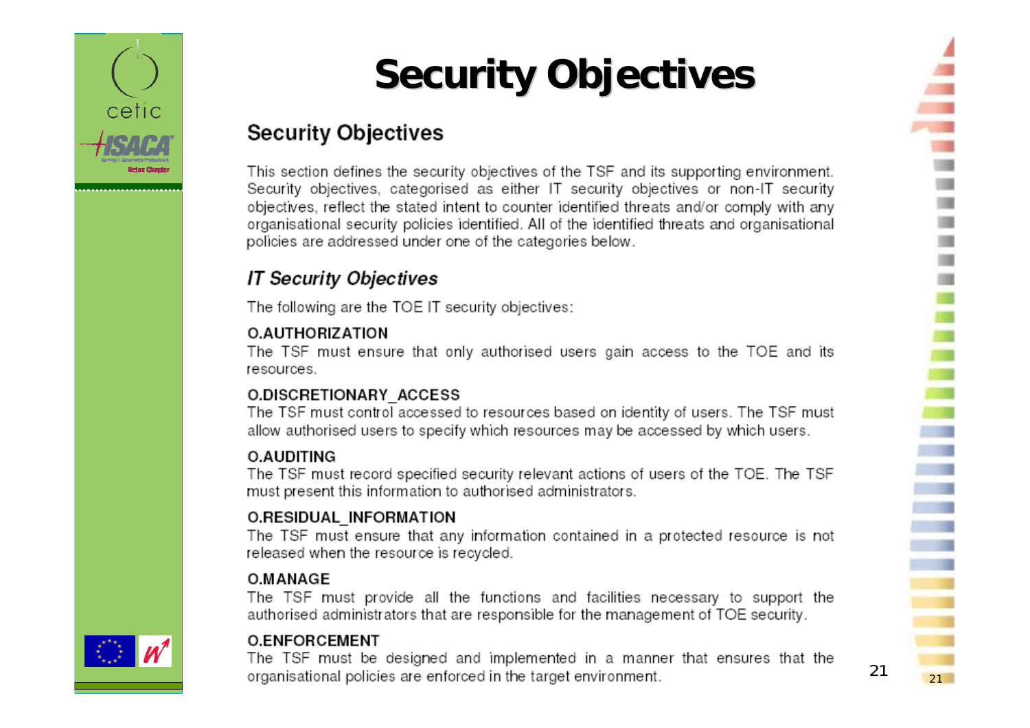# Security Objectives

## Security Objectives

This section defines the security objectives of the TSF and its supporting environment. Security objectives, categorised as either IT security objectives or non-IT security objectives, reflect the stated intent to counter identified threats and/or comply with any organisational security policies identified. All of the identified threats and organisational policies are addressed under one of the categories below.

### *IT Security Objectives*

The following are the TOE IT security objectives:

**O.AUTHORIZATION**
The TSF must ensure that only authorised users gain access to the TOE and its resources.

**O.DISCRETIONARY_ACCESS**
The TSF must control accessed to resources based on identity of users. The TSF must allow authorised users to specify which resources may be accessed by which users.

**O.AUDITING**
The TSF must record specified security relevant actions of users of the TOE. The TSF must present this information to authorised administrators.

**O.RESIDUAL_INFORMATION**
The TSF must ensure that any information contained in a protected resource is not released when the resource is recycled.

**O.MANAGE**
The TSF must provide all the functions and facilities necessary to support the authorised administrators that are responsible for the management of TOE security.

**O.ENFORCEMENT**
The TSF must be designed and implemented in a manner that ensures that the organisational policies are enforced in the target environment.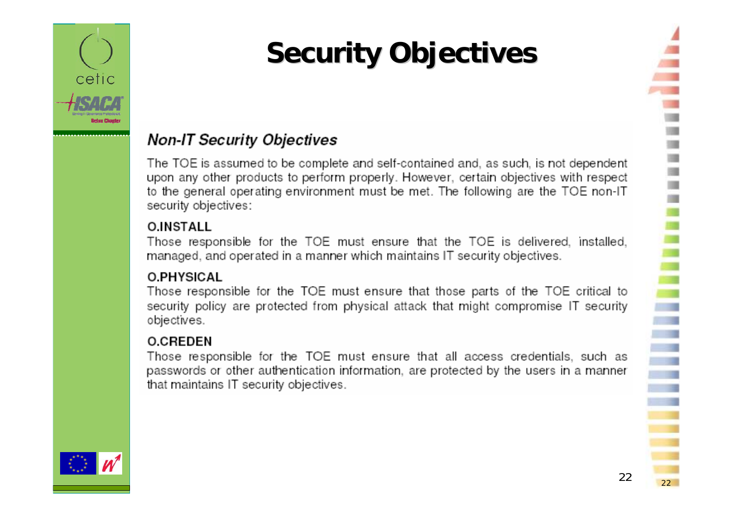# Security Objectives

## *Non-IT Security Objectives*

The TOE is assumed to be complete and self-contained and, as such, is not dependent upon any other products to perform properly. However, certain objectives with respect to the general operating environment must be met. The following are the TOE non-IT security objectives:

**O.INSTALL**

Those responsible for the TOE must ensure that the TOE is delivered, installed, managed, and operated in a manner which maintains IT security objectives.

**O.PHYSICAL**

Those responsible for the TOE must ensure that those parts of the TOE critical to security policy are protected from physical attack that might compromise IT security objectives.

**O.CREDEN**

Those responsible for the TOE must ensure that all access credentials, such as passwords or other authentication information, are protected by the users in a manner that maintains IT security objectives.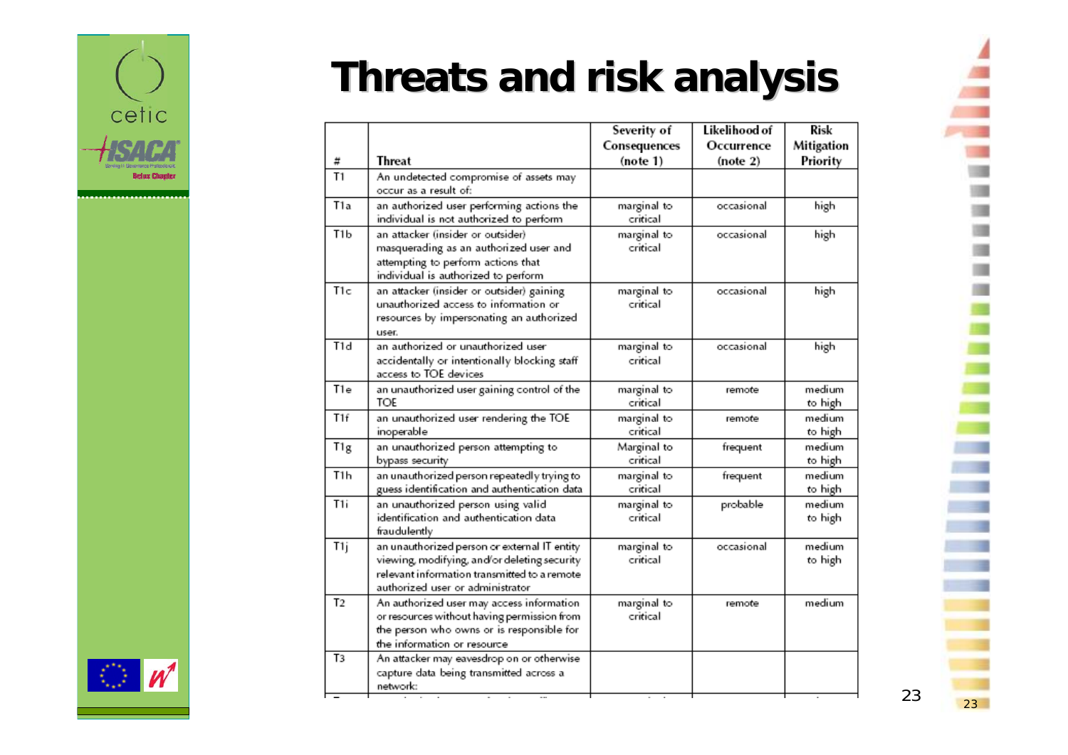# Threats and risk analysis

| # | Threat | Severity of Consequences (note 1) | Likelihood of Occurrence (note 2) | Risk Mitigation Priority |
|---|---|---|---|---|
| T1 | An undetected compromise of assets may occur as a result of: | | | |
| T1a | an authorized user performing actions the individual is not authorized to perform | marginal to critical | occasional | high |
| T1b | an attacker (insider or outsider) masquerading as an authorized user and attempting to perform actions that individual is authorized to perform | marginal to critical | occasional | high |
| T1c | an attacker (insider or outsider) gaining unauthorized access to information or resources by impersonating an authorized user. | marginal to critical | occasional | high |
| T1d | an authorized or unauthorized user accidentally or intentionally blocking staff access to TOE devices | marginal to critical | occasional | high |
| T1e | an unauthorized user gaining control of the TOE | marginal to critical | remote | medium to high |
| T1f | an unauthorized user rendering the TOE inoperable | marginal to critical | remote | medium to high |
| T1g | an unauthorized person attempting to bypass security | Marginal to critical | frequent | medium to high |
| T1h | an unauthorized person repeatedly trying to guess identification and authentication data | marginal to critical | frequent | medium to high |
| T1i | an unauthorized person using valid identification and authentication data fraudulently | marginal to critical | probable | medium to high |
| T1j | an unauthorized person or external IT entity viewing, modifying, and/or deleting security relevant information transmitted to a remote authorized user or administrator | marginal to critical | occasional | medium to high |
| T2 | An authorized user may access information or resources without having permission from the person who owns or is responsible for the information or resource | marginal to critical | remote | medium |
| T3 | An attacker may eavesdrop on or otherwise capture data being transmitted across a network: | | | |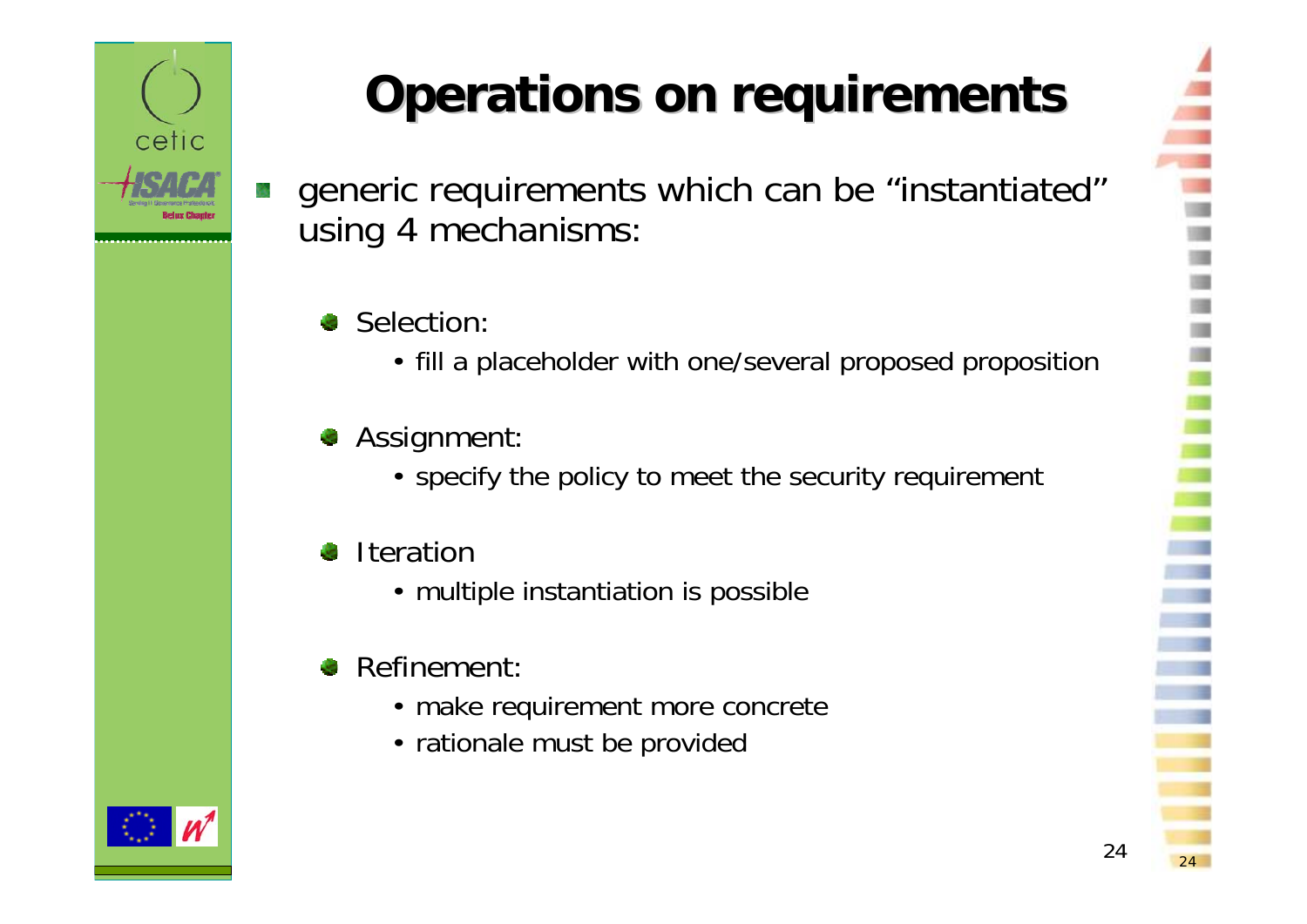# Operations on requirements

- generic requirements which can be “instantiated” using 4 mechanisms:
  - Selection:
    - fill a placeholder with one/several proposed proposition
  - Assignment:
    - specify the policy to meet the security requirement
  - Iteration
    - multiple instantiation is possible
  - Refinement:
    - make requirement more concrete
    - rationale must be provided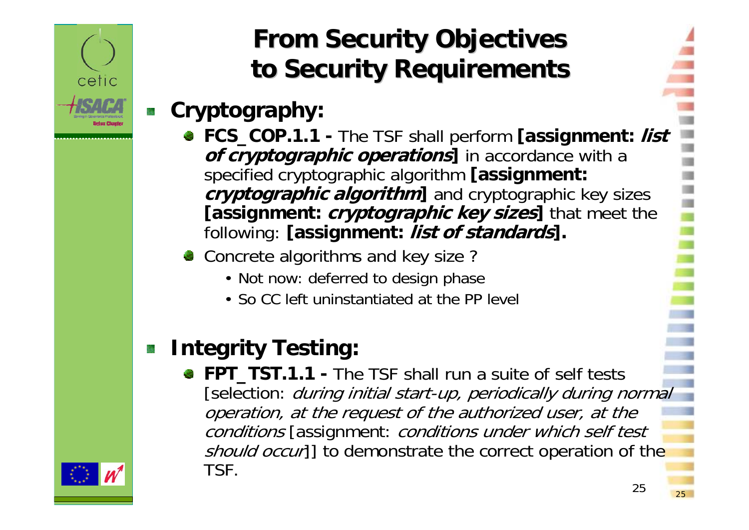# From Security Objectives to Security Requirements

- **Cryptography:**
  - **FCS_COP.1.1 -** The TSF shall perform **[assignment: *list of cryptographic operations*]** in accordance with a specified cryptographic algorithm **[assignment: *cryptographic algorithm*]** and cryptographic key sizes **[assignment: *cryptographic key sizes*]** that meet the following: **[assignment: *list of standards*].**
  - Concrete algorithms and key size ?
    - Not now: deferred to design phase
    - So CC left uninstantiated at the PP level

- **Integrity Testing:**
  - **FPT_TST.1.1 -** The TSF shall run a suite of self tests [selection: *during initial start-up, periodically during normal operation, at the request of the authorized user, at the conditions* [assignment: *conditions under which self test should occur*]] to demonstrate the correct operation of the TSF.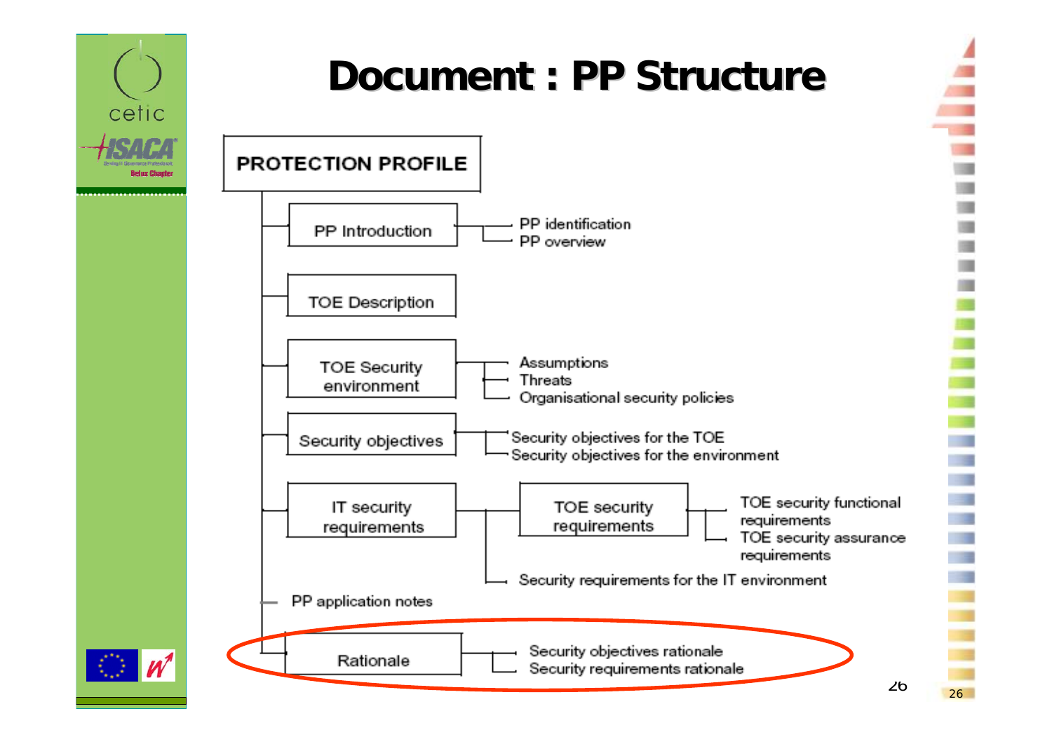# Document : PP Structure

- **PROTECTION PROFILE**
  - PP Introduction
    - PP identification
    - PP overview
  - TOE Description
  - TOE Security environment
    - Assumptions
    - Threats
    - Organisational security policies
  - Security objectives
    - Security objectives for the TOE
    - Security objectives for the environment
  - IT security requirements
    - TOE security requirements
      - TOE security functional requirements
      - TOE security assurance requirements
    - Security requirements for the IT environment
  - PP application notes
  - Rationale
    - Security objectives rationale
    - Security requirements rationale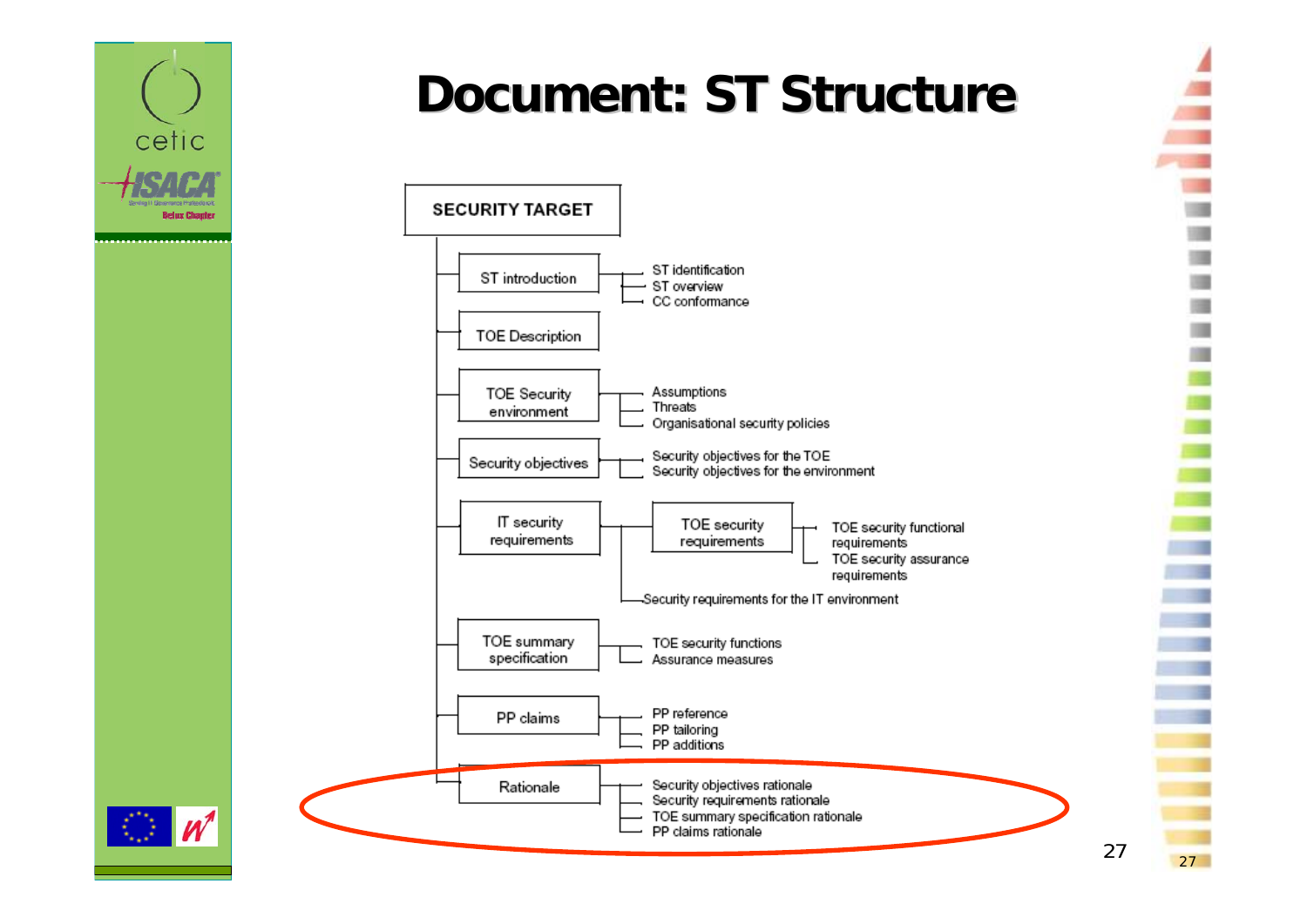# Document: ST Structure

- **SECURITY TARGET**
  - ST introduction
    - ST identification
    - ST overview
    - CC conformance
  - TOE Description
  - TOE Security environment
    - Assumptions
    - Threats
    - Organisational security policies
  - Security objectives
    - Security objectives for the TOE
    - Security objectives for the environment
  - IT security requirements
    - TOE security requirements
      - TOE security functional requirements
      - TOE security assurance requirements
    - Security requirements for the IT environment
  - TOE summary specification
    - TOE security functions
    - Assurance measures
  - PP claims
    - PP reference
    - PP tailoring
    - PP additions
  - Rationale
    - Security objectives rationale
    - Security requirements rationale
    - TOE summary specification rationale
    - PP claims rationale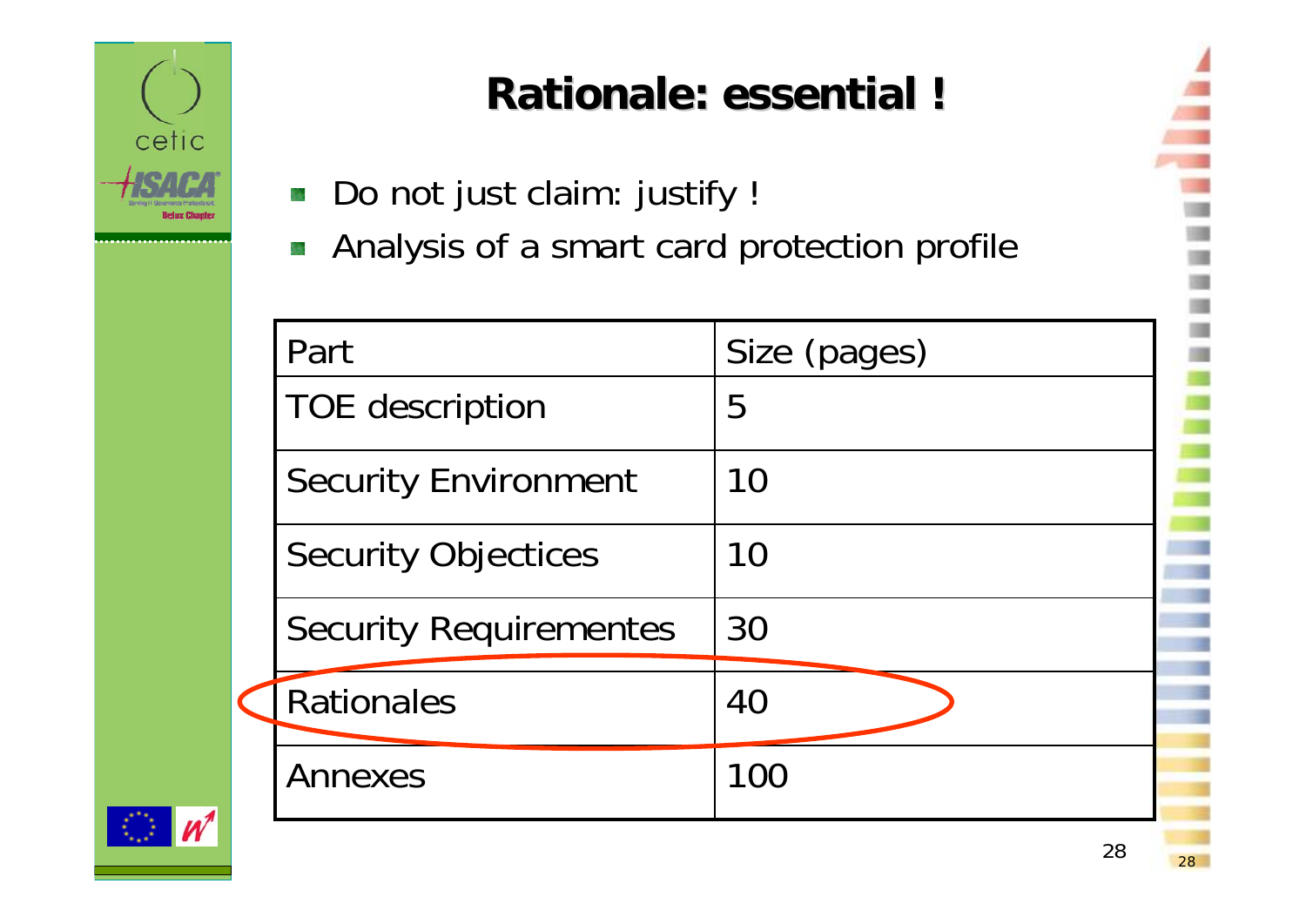# Rationale: essential !

- Do not just claim: justify !
- Analysis of a smart card protection profile

| Part | Size (pages) |
| --- | --- |
| TOE description | 5 |
| Security Environment | 10 |
| Security Objectices | 10 |
| Security Requirementes | 30 |
| Rationales | 40 |
| Annexes | 100 |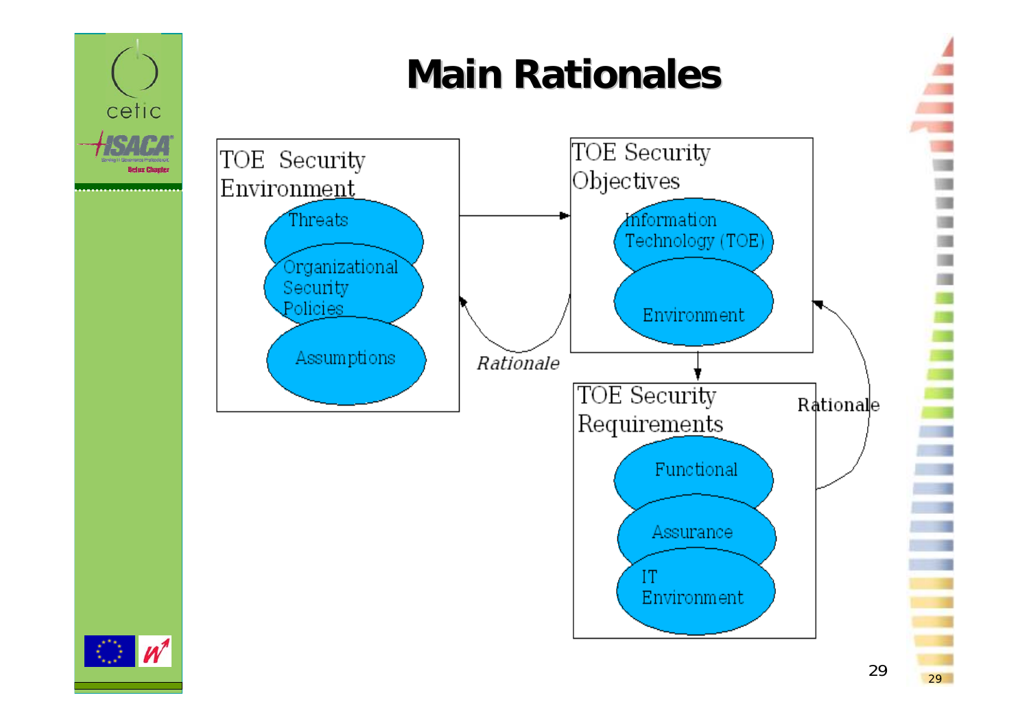# Main Rationales

TOE Security Environment
- Threats
- Organizational Security Policies
- Assumptions

TOE Security Objectives
- Information Technology (TOE)
- Environment

TOE Security Requirements
- Functional
- Assurance
- IT Environment

*Rationale*

Rationale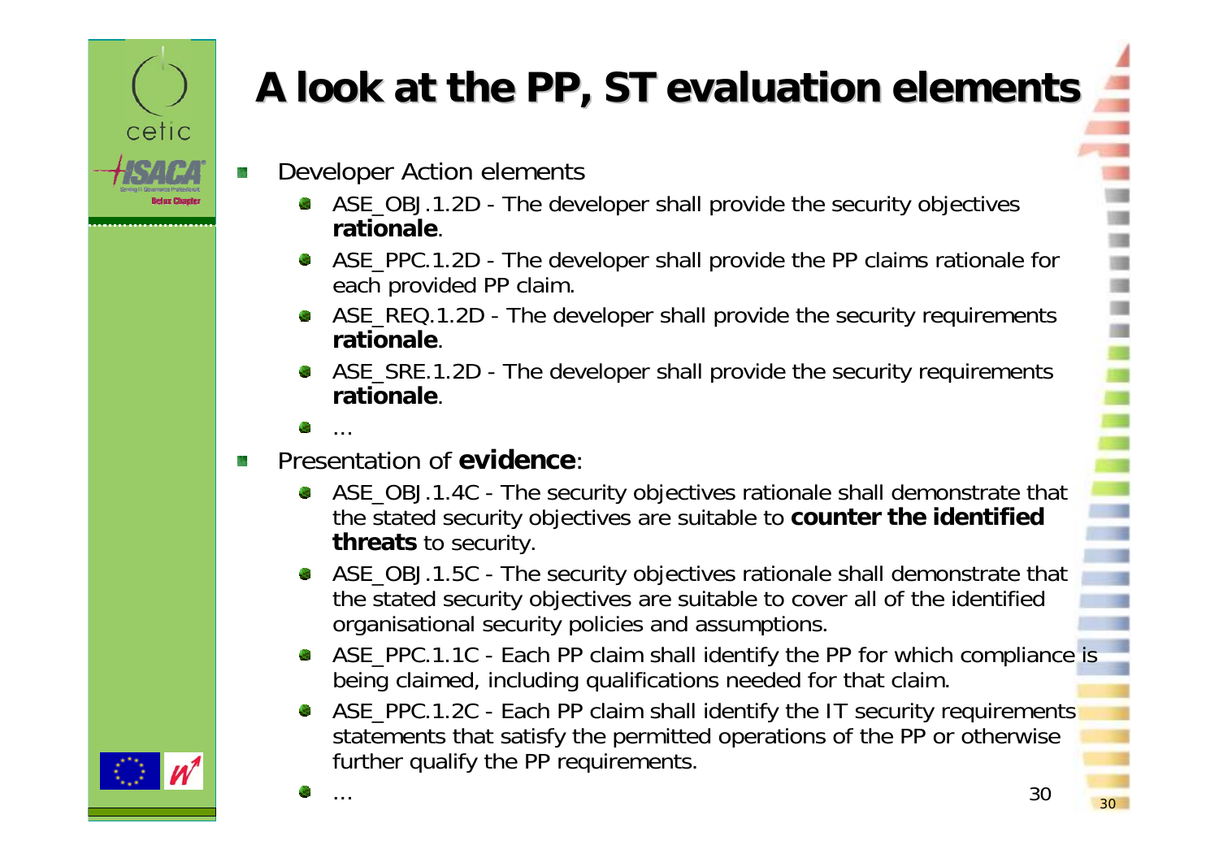# A look at the PP, ST evaluation elements

- Developer Action elements
  - ASE_OBJ.1.2D - The developer shall provide the security objectives **rationale**.
  - ASE_PPC.1.2D - The developer shall provide the PP claims rationale for each provided PP claim.
  - ASE_REQ.1.2D - The developer shall provide the security requirements **rationale**.
  - ASE_SRE.1.2D - The developer shall provide the security requirements **rationale**.
  - …
- Presentation of **evidence**:
  - ASE_OBJ.1.4C - The security objectives rationale shall demonstrate that the stated security objectives are suitable to **counter the identified threats** to security.
  - ASE_OBJ.1.5C - The security objectives rationale shall demonstrate that the stated security objectives are suitable to cover all of the identified organisational security policies and assumptions.
  - ASE_PPC.1.1C - Each PP claim shall identify the PP for which compliance is being claimed, including qualifications needed for that claim.
  - ASE_PPC.1.2C - Each PP claim shall identify the IT security requirements statements that satisfy the permitted operations of the PP or otherwise further qualify the PP requirements.
  - …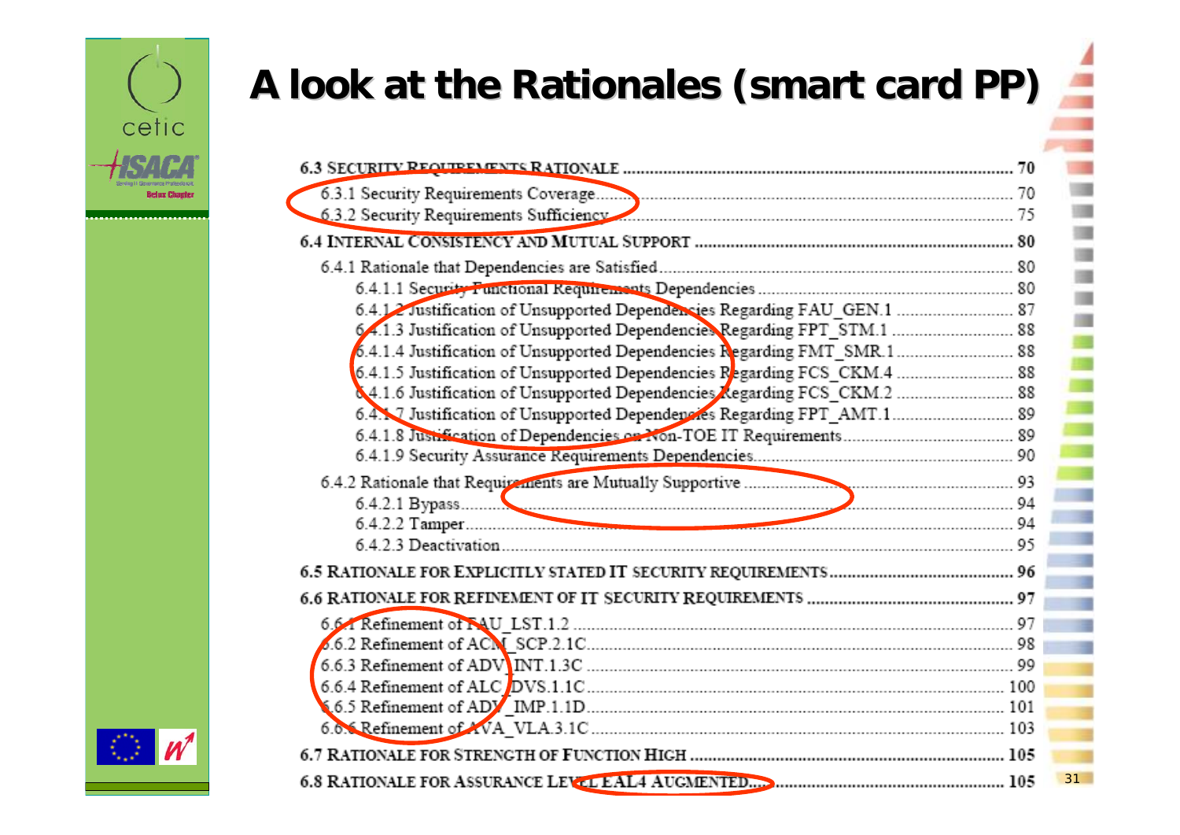# A look at the Rationales (smart card PP)

6.3 SECURITY REQUIREMENTS RATIONALE ........ 70
- 6.3.1 Security Requirements Coverage ........ 70
- 6.3.2 Security Requirements Sufficiency ........ 75

6.4 INTERNAL CONSISTENCY AND MUTUAL SUPPORT ........ 80
- 6.4.1 Rationale that Dependencies are Satisfied ........ 80
  - 6.4.1.1 Security Functional Requirements Dependencies ........ 80
  - 6.4.1.2 Justification of Unsupported Dependencies Regarding FAU_GEN.1 ........ 87
  - 6.4.1.3 Justification of Unsupported Dependencies Regarding FPT_STM.1 ........ 88
  - 6.4.1.4 Justification of Unsupported Dependencies Regarding FMT_SMR.1 ........ 88
  - 6.4.1.5 Justification of Unsupported Dependencies Regarding FCS_CKM.4 ........ 88
  - 6.4.1.6 Justification of Unsupported Dependencies Regarding FCS_CKM.2 ........ 88
  - 6.4.1.7 Justification of Unsupported Dependencies Regarding FPT_AMT.1 ........ 89
  - 6.4.1.8 Justification of Dependencies on Non-TOE IT Requirements ........ 89
  - 6.4.1.9 Security Assurance Requirements Dependencies ........ 90
- 6.4.2 Rationale that Requirements are Mutually Supportive ........ 93
  - 6.4.2.1 Bypass ........ 94
  - 6.4.2.2 Tamper ........ 94
  - 6.4.2.3 Deactivation ........ 95

6.5 RATIONALE FOR EXPLICITLY STATED IT SECURITY REQUIREMENTS ........ 96

6.6 RATIONALE FOR REFINEMENT OF IT SECURITY REQUIREMENTS ........ 97
- 6.6.1 Refinement of FAU_LST.1.2 ........ 97
- 6.6.2 Refinement of ACM_SCP.2.1C ........ 98
- 6.6.3 Refinement of ADV_INT.1.3C ........ 99
- 6.6.4 Refinement of ALC_DVS.1.1C ........ 100
- 6.6.5 Refinement of ADV_IMP.1.1D ........ 101
- 6.6.6 Refinement of AVA_VLA.3.1C ........ 103

6.7 RATIONALE FOR STRENGTH OF FUNCTION HIGH ........ 105

6.8 RATIONALE FOR ASSURANCE LEVEL EAL4 AUGMENTED ........ 105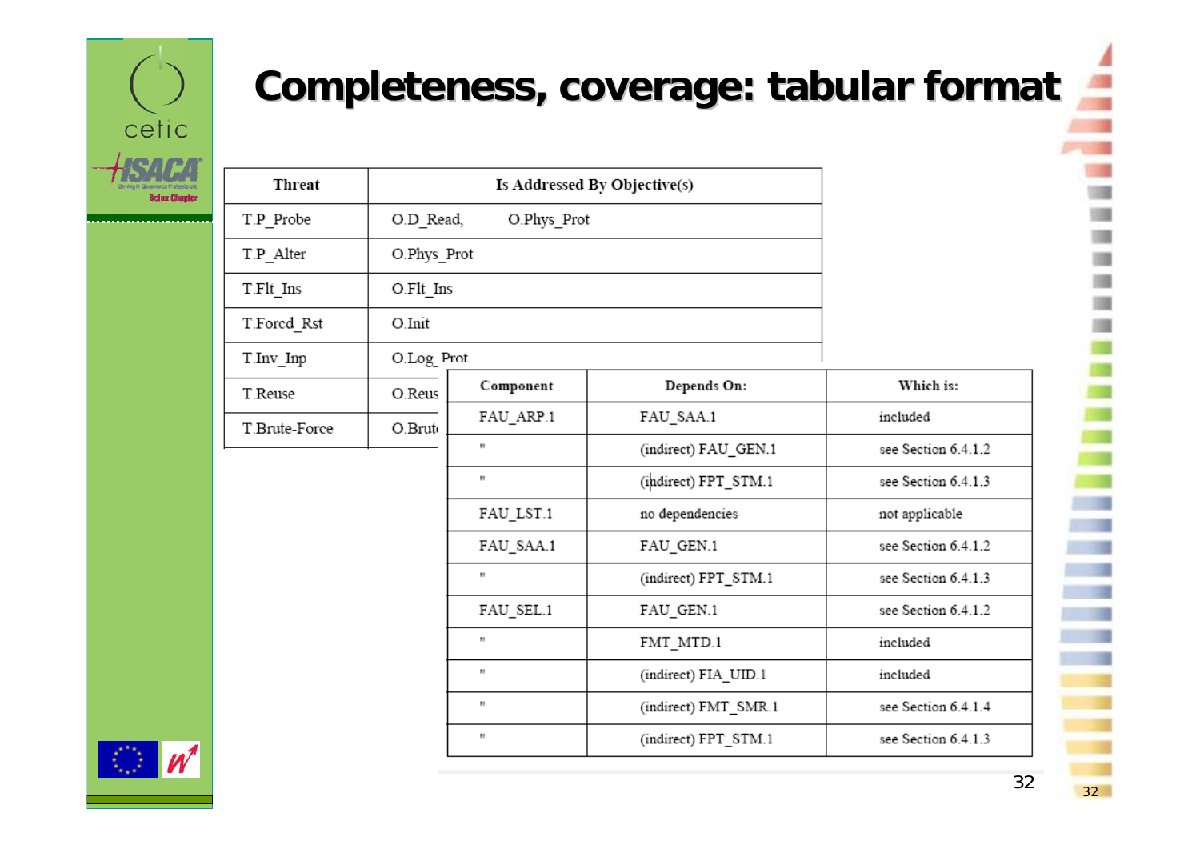# Completeness, coverage: tabular format

| Threat | Is Addressed By Objective(s) |
|---|---|
| T.P_Probe | O.D_Read, O.Phys_Prot |
| T.P_Alter | O.Phys_Prot |
| T.Flt_Ins | O.Flt_Ins |
| T.Forcd_Rst | O.Init |
| T.Inv_Inp | O.Log_Prot |
| T.Reuse | O.Reus |
| T.Brute-Force | O.Brut |

| Component | Depends On: | Which is: |
|---|---|---|
| FAU_ARP.1 | FAU_SAA.1 | included |
| " | (indirect) FAU_GEN.1 | see Section 6.4.1.2 |
| " | (indirect) FPT_STM.1 | see Section 6.4.1.3 |
| FAU_LST.1 | no dependencies | not applicable |
| FAU_SAA.1 | FAU_GEN.1 | see Section 6.4.1.2 |
| " | (indirect) FPT_STM.1 | see Section 6.4.1.3 |
| FAU_SEL.1 | FAU_GEN.1 | see Section 6.4.1.2 |
| " | FMT_MTD.1 | included |
| " | (indirect) FIA_UID.1 | included |
| " | (indirect) FMT_SMR.1 | see Section 6.4.1.4 |
| " | (indirect) FPT_STM.1 | see Section 6.4.1.3 |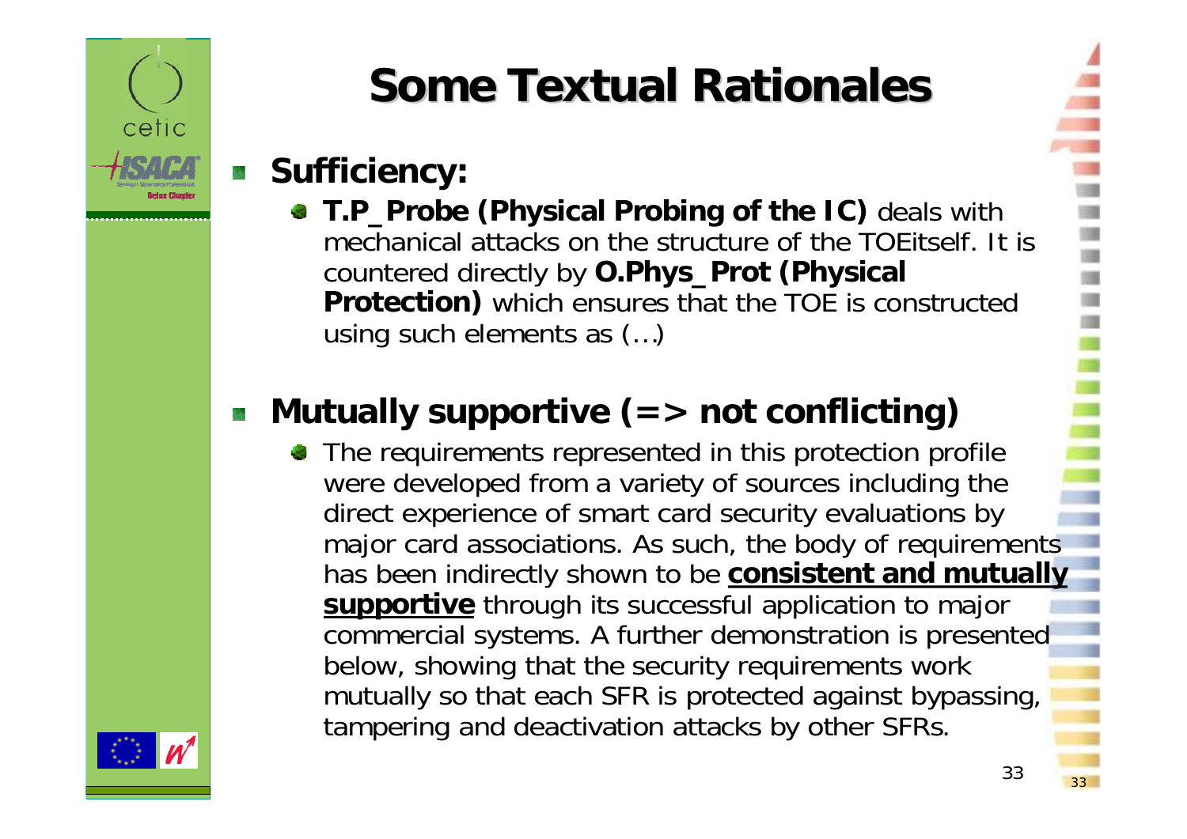# Some Textual Rationales

- **Sufficiency:**
  - **T.P_Probe (Physical Probing of the IC)** deals with mechanical attacks on the structure of the TOEitself. It is countered directly by **O.Phys_Prot (Physical Protection)** which ensures that the TOE is constructed using such elements as (…)

- **Mutually supportive (=> not conflicting)**
  - The requirements represented in this protection profile were developed from a variety of sources including the direct experience of smart card security evaluations by major card associations. As such, the body of requirements has been indirectly shown to be <u>**consistent and mutually supportive**</u> through its successful application to major commercial systems. A further demonstration is presented below, showing that the security requirements work mutually so that each SFR is protected against bypassing, tampering and deactivation attacks by other SFRs.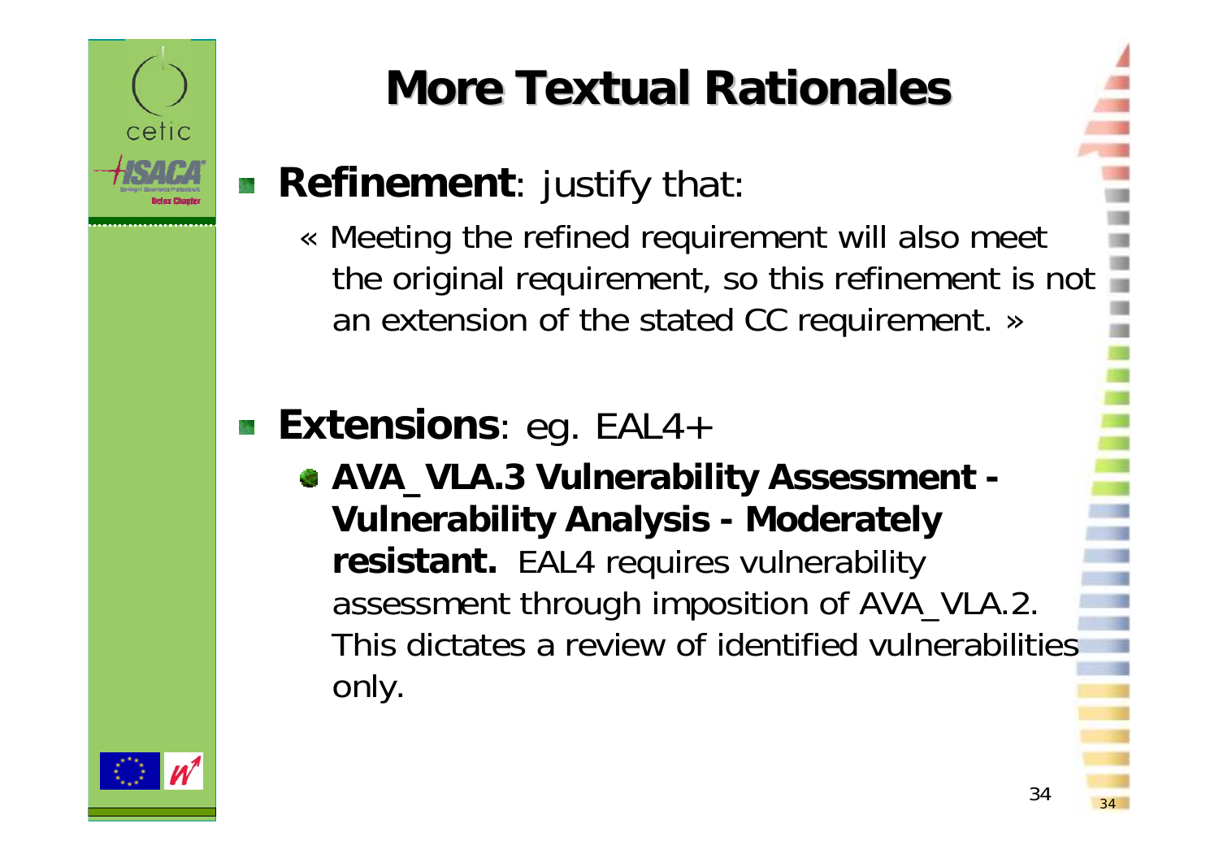# More Textual Rationales

- **Refinement**: justify that:
  - « Meeting the refined requirement will also meet the original requirement, so this refinement is not an extension of the stated CC requirement. »

- **Extensions**: eg. EAL4+
  - **AVA_VLA.3 Vulnerability Assessment - Vulnerability Analysis - Moderately resistant.** EAL4 requires vulnerability assessment through imposition of AVA_VLA.2. This dictates a review of identified vulnerabilities only.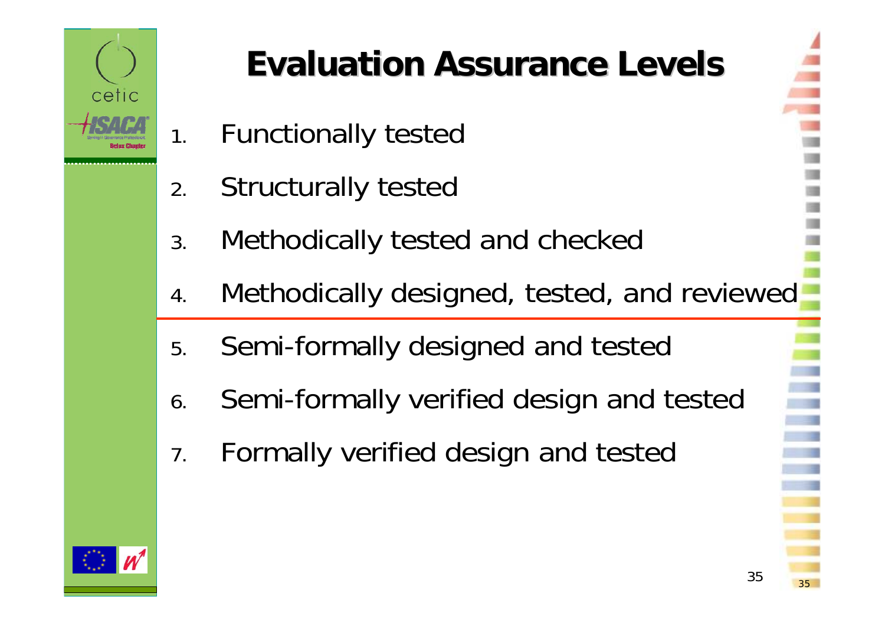# Evaluation Assurance Levels

1. Functionally tested
2. Structurally tested
3. Methodically tested and checked
4. Methodically designed, tested, and reviewed

---

5. Semi-formally designed and tested
6. Semi-formally verified design and tested
7. Formally verified design and tested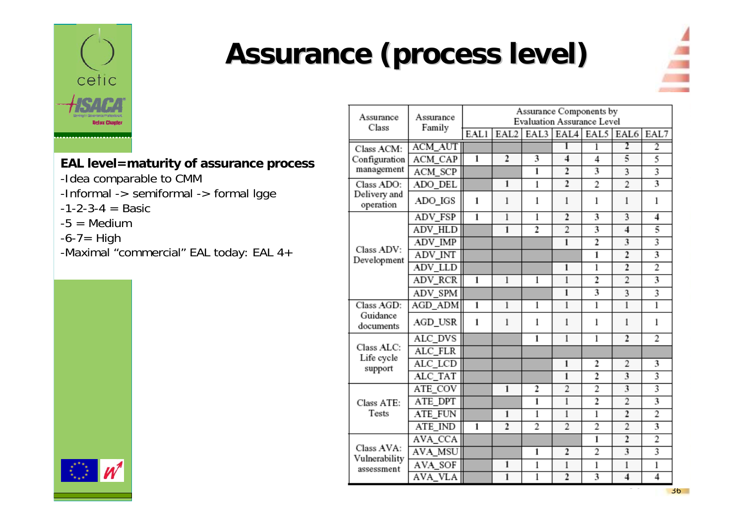# Assurance (process level)

**EAL level=maturity of assurance process**

- Idea comparable to CMM
- Informal -> semiformal -> formal lgge
- 1-2-3-4 = Basic
- 5 = Medium
- 6-7= High
- Maximal "commercial" EAL today: EAL 4+

| Assurance Class | Assurance Family | Assurance Components by Evaluation Assurance Level | | | | | | |
|---|---|---|---|---|---|---|---|---|
| | | EAL1 | EAL2 | EAL3 | EAL4 | EAL5 | EAL6 | EAL7 |
| Class ACM: Configuration management | ACM_AUT | | | | 1 | 1 | 2 | 2 |
| | ACM_CAP | 1 | 2 | 3 | 4 | 4 | 5 | 5 |
| | ACM_SCP | | | 1 | 2 | 3 | 3 | 3 |
| Class ADO: Delivery and operation | ADO_DEL | | 1 | 1 | 2 | 2 | 2 | 3 |
| | ADO_IGS | 1 | 1 | 1 | 1 | 1 | 1 | 1 |
| Class ADV: Development | ADV_FSP | 1 | 1 | 1 | 2 | 3 | 3 | 4 |
| | ADV_HLD | | 1 | 2 | 2 | 3 | 4 | 5 |
| | ADV_IMP | | | | 1 | 2 | 3 | 3 |
| | ADV_INT | | | | | 1 | 2 | 3 |
| | ADV_LLD | | | | 1 | 1 | 2 | 2 |
| | ADV_RCR | 1 | 1 | 1 | 1 | 2 | 2 | 3 |
| | ADV_SPM | | | | 1 | 3 | 3 | 3 |
| Class AGD: Guidance documents | AGD_ADM | 1 | 1 | 1 | 1 | 1 | 1 | 1 |
| | AGD_USR | 1 | 1 | 1 | 1 | 1 | 1 | 1 |
| Class ALC: Life cycle support | ALC_DVS | | | 1 | 1 | 1 | 2 | 2 |
| | ALC_FLR | | | | | | | |
| | ALC_LCD | | | | 1 | 2 | 2 | 3 |
| | ALC_TAT | | | | 1 | 2 | 3 | 3 |
| Class ATE: Tests | ATE_COV | | 1 | 2 | 2 | 2 | 3 | 3 |
| | ATE_DPT | | | 1 | 1 | 2 | 2 | 3 |
| | ATE_FUN | | 1 | 1 | 1 | 1 | 2 | 2 |
| | ATE_IND | 1 | 2 | 2 | 2 | 2 | 2 | 3 |
| Class AVA: Vulnerability assessment | AVA_CCA | | | | | 1 | 2 | 2 |
| | AVA_MSU | | | 1 | 2 | 2 | 3 | 3 |
| | AVA_SOF | | 1 | 1 | 1 | 1 | 1 | 1 |
| | AVA_VLA | | 1 | 1 | 2 | 3 | 4 | 4 |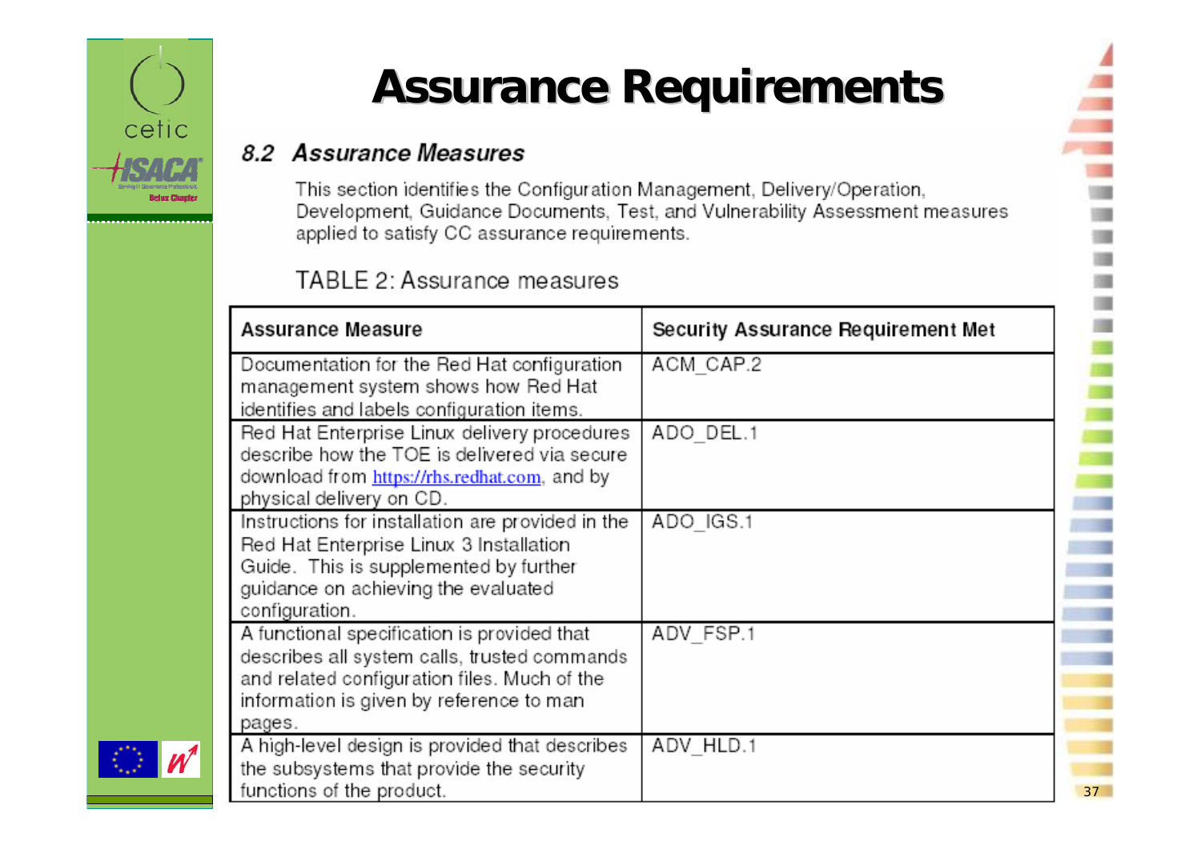# Assurance Requirements

## 8.2 *Assurance Measures*

This section identifies the Configuration Management, Delivery/Operation, Development, Guidance Documents, Test, and Vulnerability Assessment measures applied to satisfy CC assurance requirements.

TABLE 2: Assurance measures

| Assurance Measure | Security Assurance Requirement Met |
|---|---|
| Documentation for the Red Hat configuration management system shows how Red Hat identifies and labels configuration items. | ACM_CAP.2 |
| Red Hat Enterprise Linux delivery procedures describe how the TOE is delivered via secure download from https://rhs.redhat.com, and by physical delivery on CD. | ADO_DEL.1 |
| Instructions for installation are provided in the Red Hat Enterprise Linux 3 Installation Guide. This is supplemented by further guidance on achieving the evaluated configuration. | ADO_IGS.1 |
| A functional specification is provided that describes all system calls, trusted commands and related configuration files. Much of the information is given by reference to man pages. | ADV_FSP.1 |
| A high-level design is provided that describes the subsystems that provide the security functions of the product. | ADV_HLD.1 |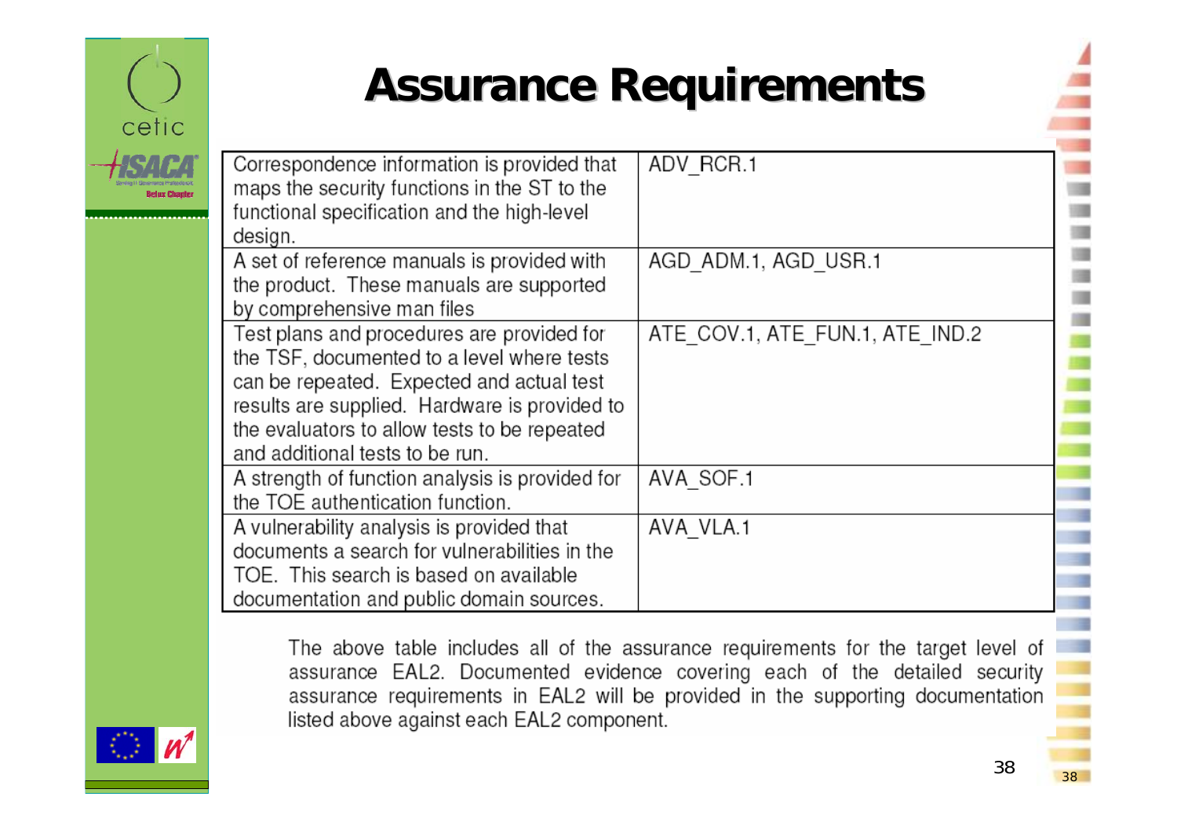# Assurance Requirements

| | |
|---|---|
| Correspondence information is provided that maps the security functions in the ST to the functional specification and the high-level design. | ADV_RCR.1 |
| A set of reference manuals is provided with the product. These manuals are supported by comprehensive man files | AGD_ADM.1, AGD_USR.1 |
| Test plans and procedures are provided for the TSF, documented to a level where tests can be repeated. Expected and actual test results are supplied. Hardware is provided to the evaluators to allow tests to be repeated and additional tests to be run. | ATE_COV.1, ATE_FUN.1, ATE_IND.2 |
| A strength of function analysis is provided for the TOE authentication function. | AVA_SOF.1 |
| A vulnerability analysis is provided that documents a search for vulnerabilities in the TOE. This search is based on available documentation and public domain sources. | AVA_VLA.1 |

The above table includes all of the assurance requirements for the target level of assurance EAL2. Documented evidence covering each of the detailed security assurance requirements in EAL2 will be provided in the supporting documentation listed above against each EAL2 component.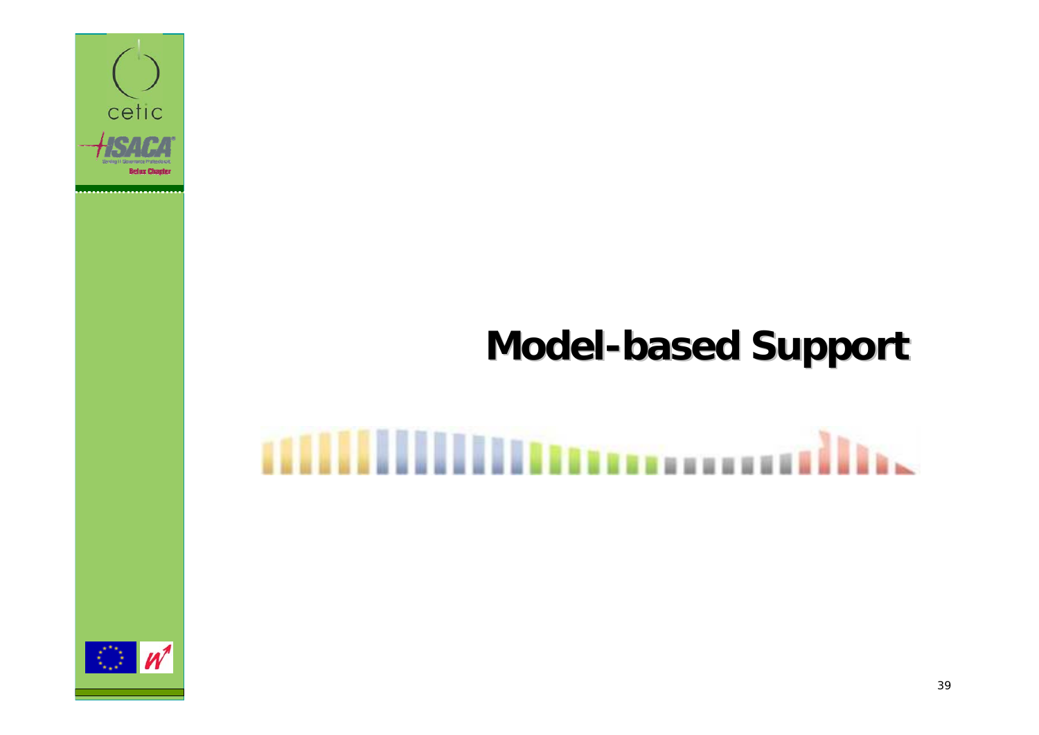# Model-based Support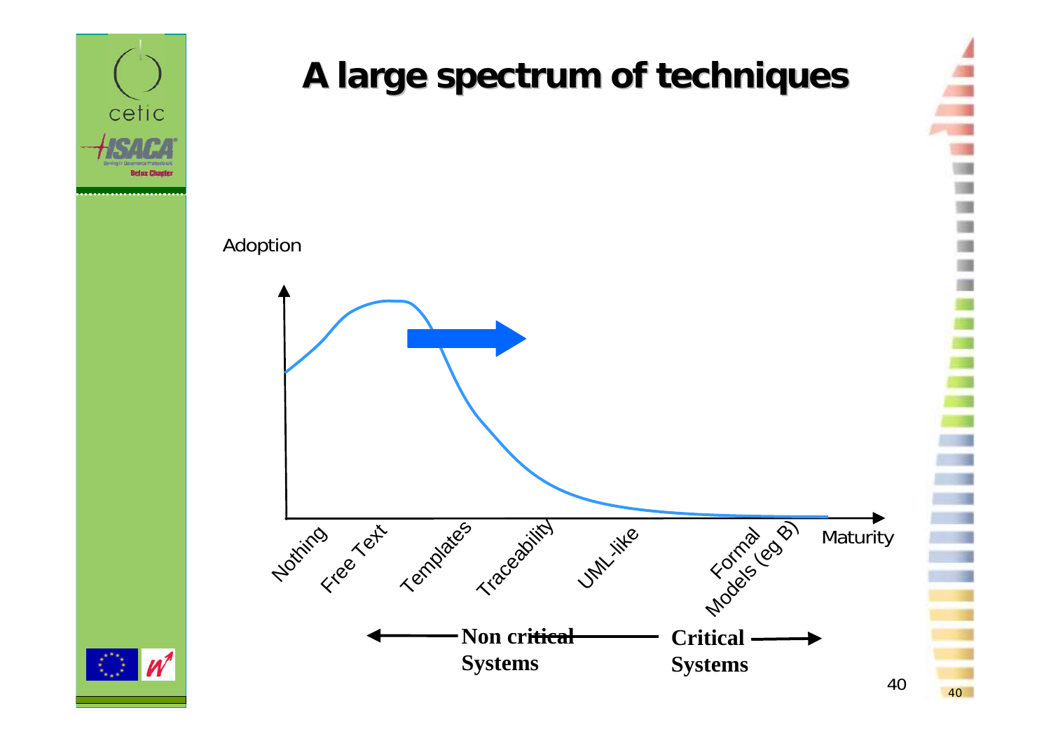# A large spectrum of techniques

Adoption

Maturity

Nothing, Free Text, Templates, Traceability, UML-like, Formal Models (eg B)

**Non critical Systems** — **Critical Systems**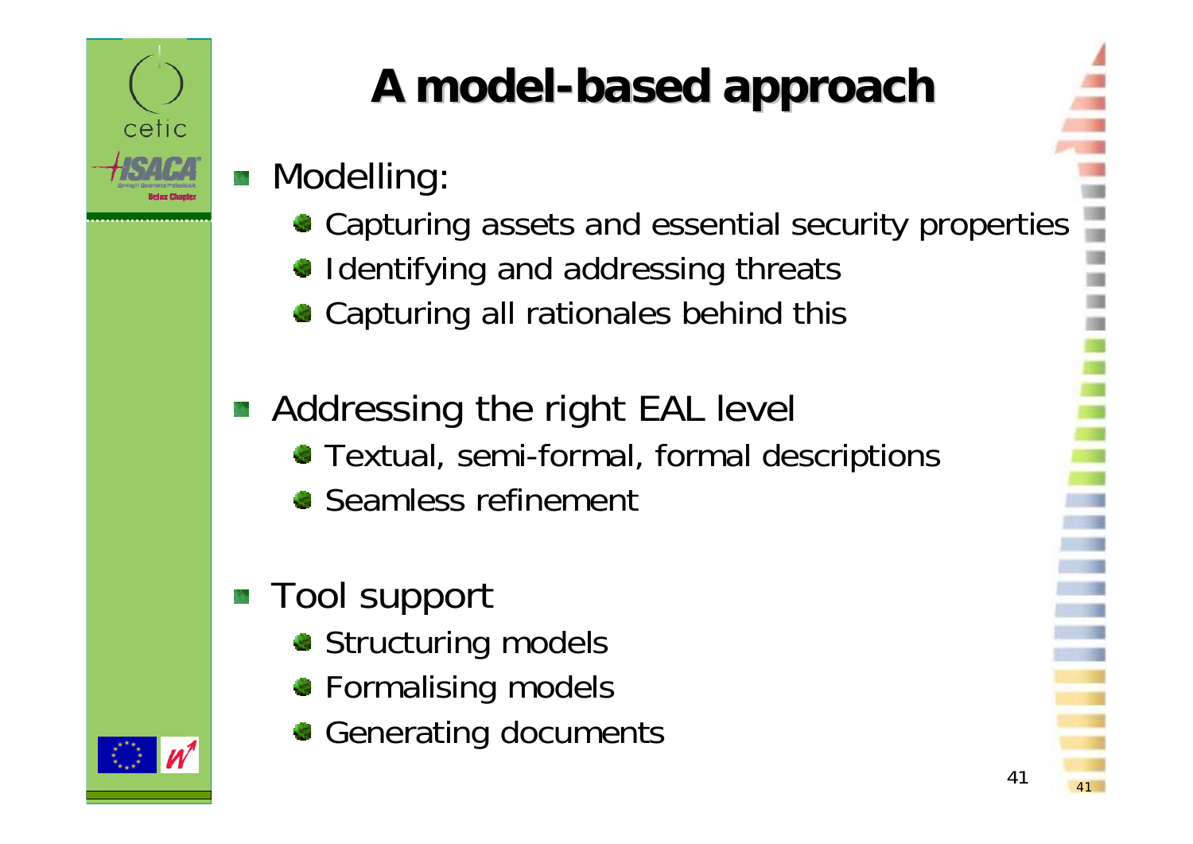# A model-based approach

- Modelling:
  - Capturing assets and essential security properties
  - Identifying and addressing threats
  - Capturing all rationales behind this
- Addressing the right EAL level
  - Textual, semi-formal, formal descriptions
  - Seamless refinement
- Tool support
  - Structuring models
  - Formalising models
  - Generating documents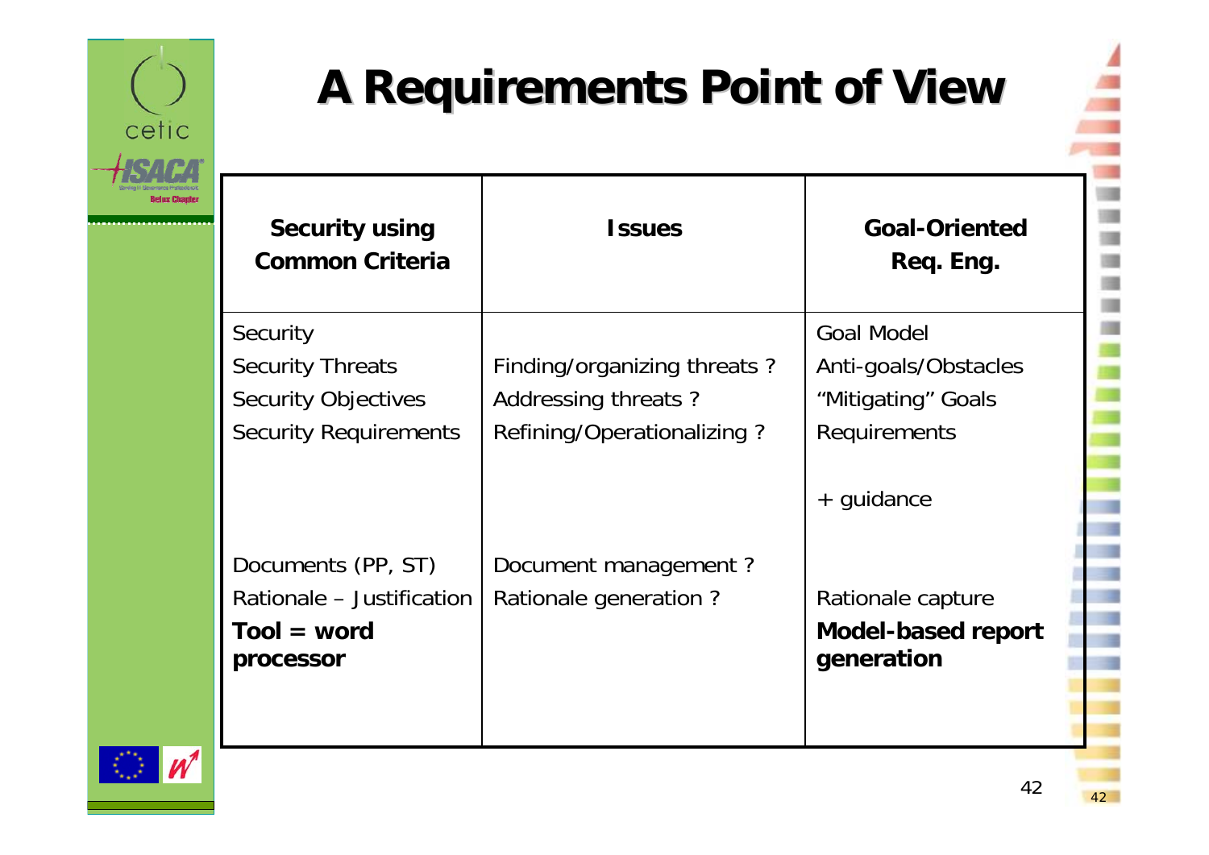# A Requirements Point of View

| Security using Common Criteria | Issues | Goal-Oriented Req. Eng. |
|---|---|---|
| Security | | Goal Model |
| Security Threats | Finding/organizing threats ? | Anti-goals/Obstacles |
| Security Objectives | Addressing threats ? | "Mitigating" Goals |
| Security Requirements | Refining/Operationalizing ? | Requirements |
| | | + guidance |
| Documents (PP, ST) | Document management ? | |
| Rationale – Justification | Rationale generation ? | Rationale capture |
| **Tool = word processor** | | **Model-based report generation** |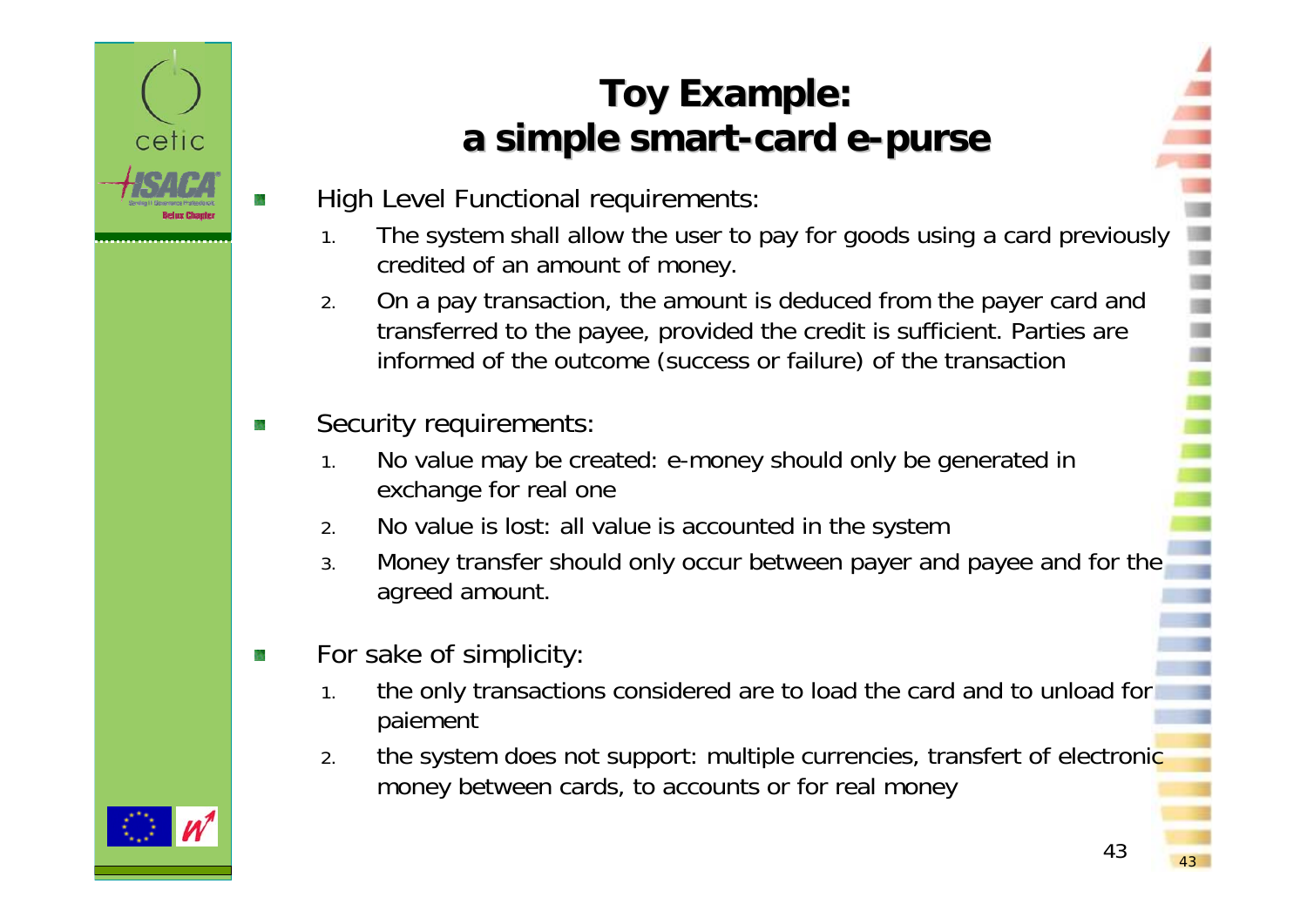# Toy Example: a simple smart-card e-purse

- High Level Functional requirements:
  1. The system shall allow the user to pay for goods using a card previously credited of an amount of money.
  2. On a pay transaction, the amount is deduced from the payer card and transferred to the payee, provided the credit is sufficient. Parties are informed of the outcome (success or failure) of the transaction
- Security requirements:
  1. No value may be created: e-money should only be generated in exchange for real one
  2. No value is lost: all value is accounted in the system
  3. Money transfer should only occur between payer and payee and for the agreed amount.
- For sake of simplicity:
  1. the only transactions considered are to load the card and to unload for paiement
  2. the system does not support: multiple currencies, transfert of electronic money between cards, to accounts or for real money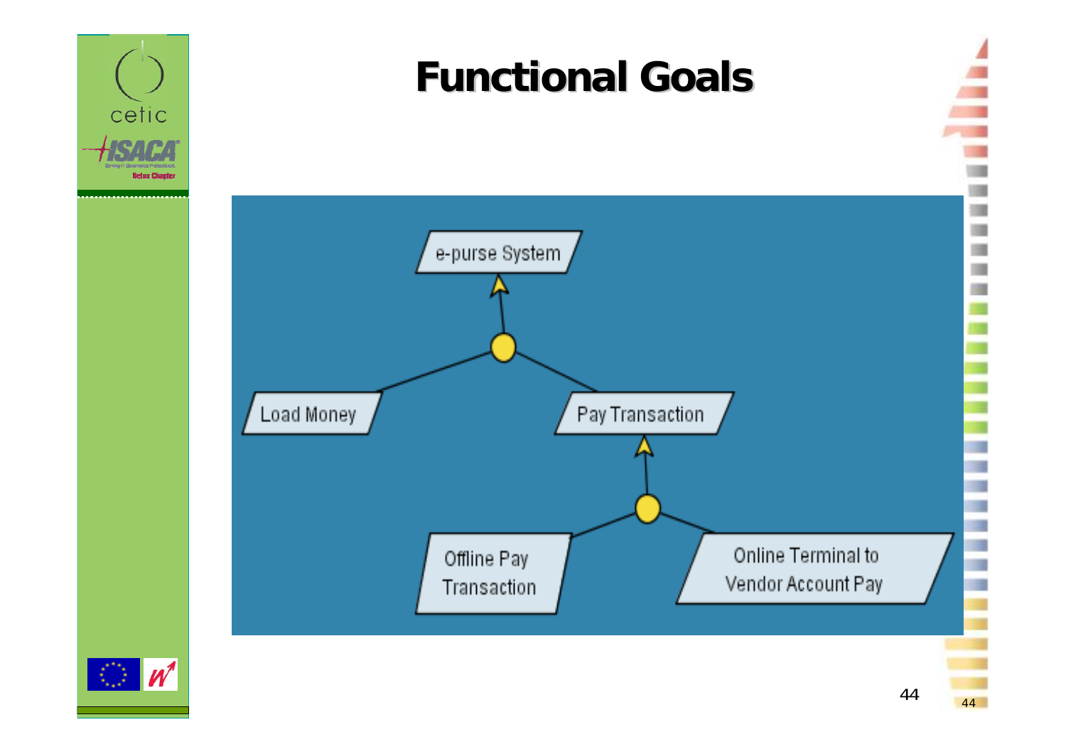# Functional Goals

e-purse System

Load Money

Pay Transaction

Offline Pay Transaction

Online Terminal to Vendor Account Pay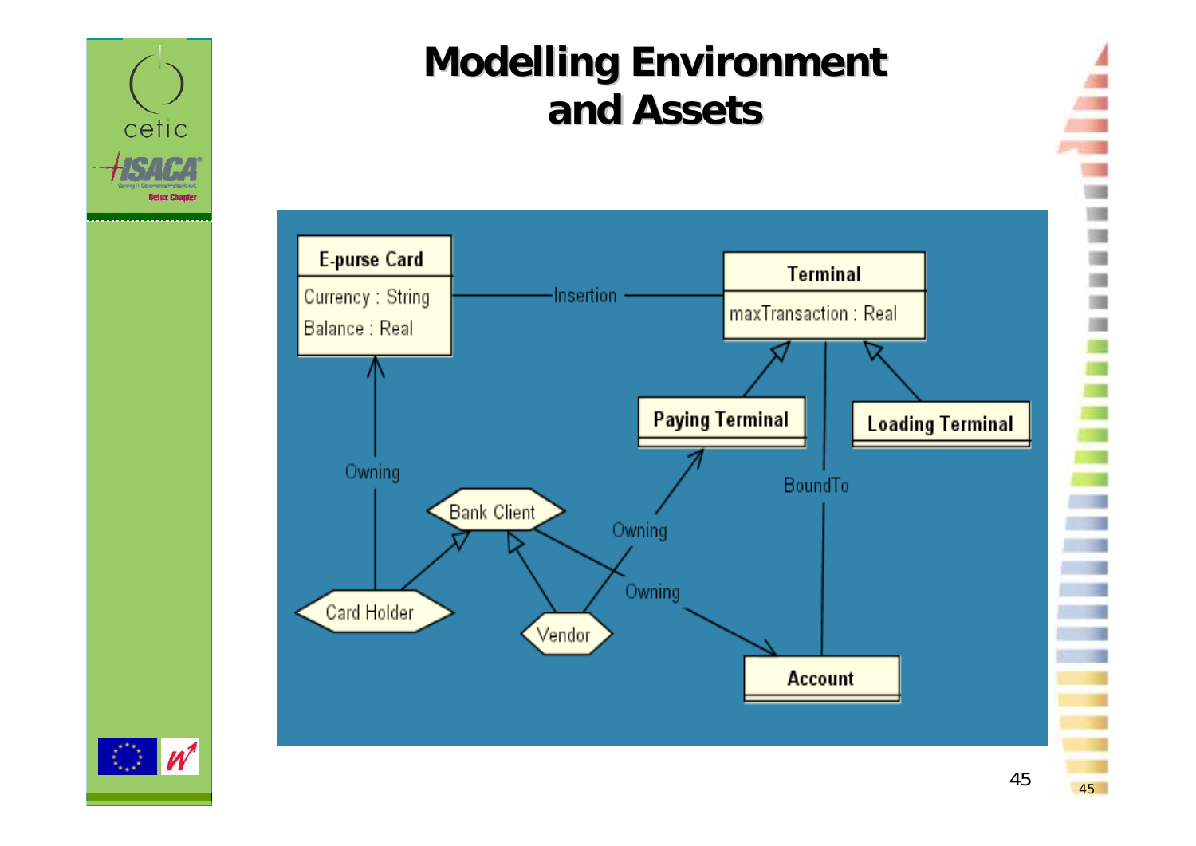# Modelling Environment and Assets

**E-purse Card**
- Currency : String
- Balance : Real

**Terminal**
- maxTransaction : Real

**Paying Terminal**

**Loading Terminal**

**Account**

Bank Client

Card Holder

Vendor

Insertion

Owning

Owning

Owning

BoundTo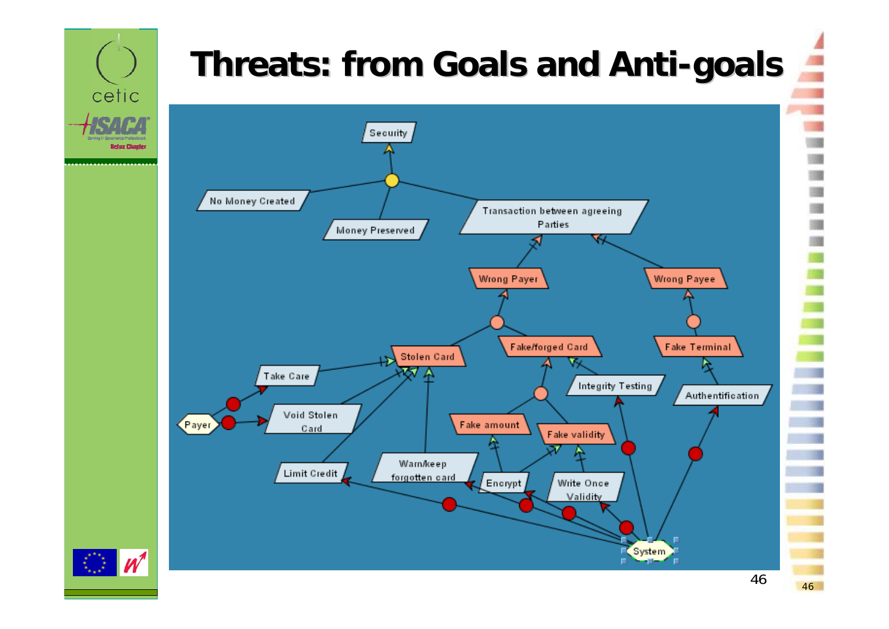# Threats: from Goals and Anti-goals

Security

No Money Created

Money Preserved

Transaction between agreeing Parties

Wrong Payer

Wrong Payee

Stolen Card

Fake/forged Card

Fake Terminal

Take Care

Integrity Testing

Authentification

Payer

Void Stolen Card

Fake amount

Fake validity

Limit Credit

Warn/keep forgotten card

Encrypt

Write Once Validity

System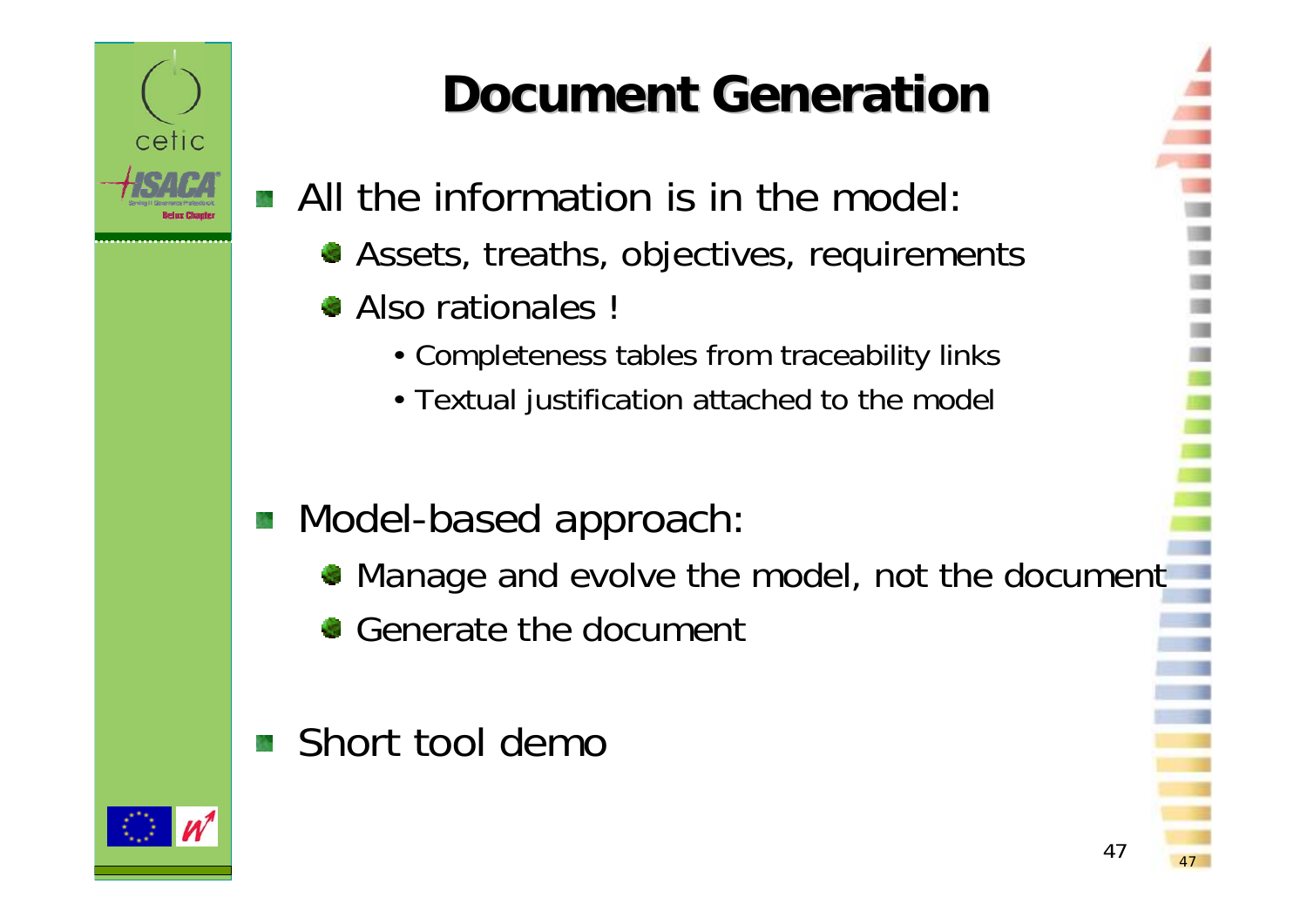# Document Generation

- All the information is in the model:
  - Assets, treaths, objectives, requirements
  - Also rationales !
    - Completeness tables from traceability links
    - Textual justification attached to the model
- Model-based approach:
  - Manage and evolve the model, not the document
  - Generate the document
- Short tool demo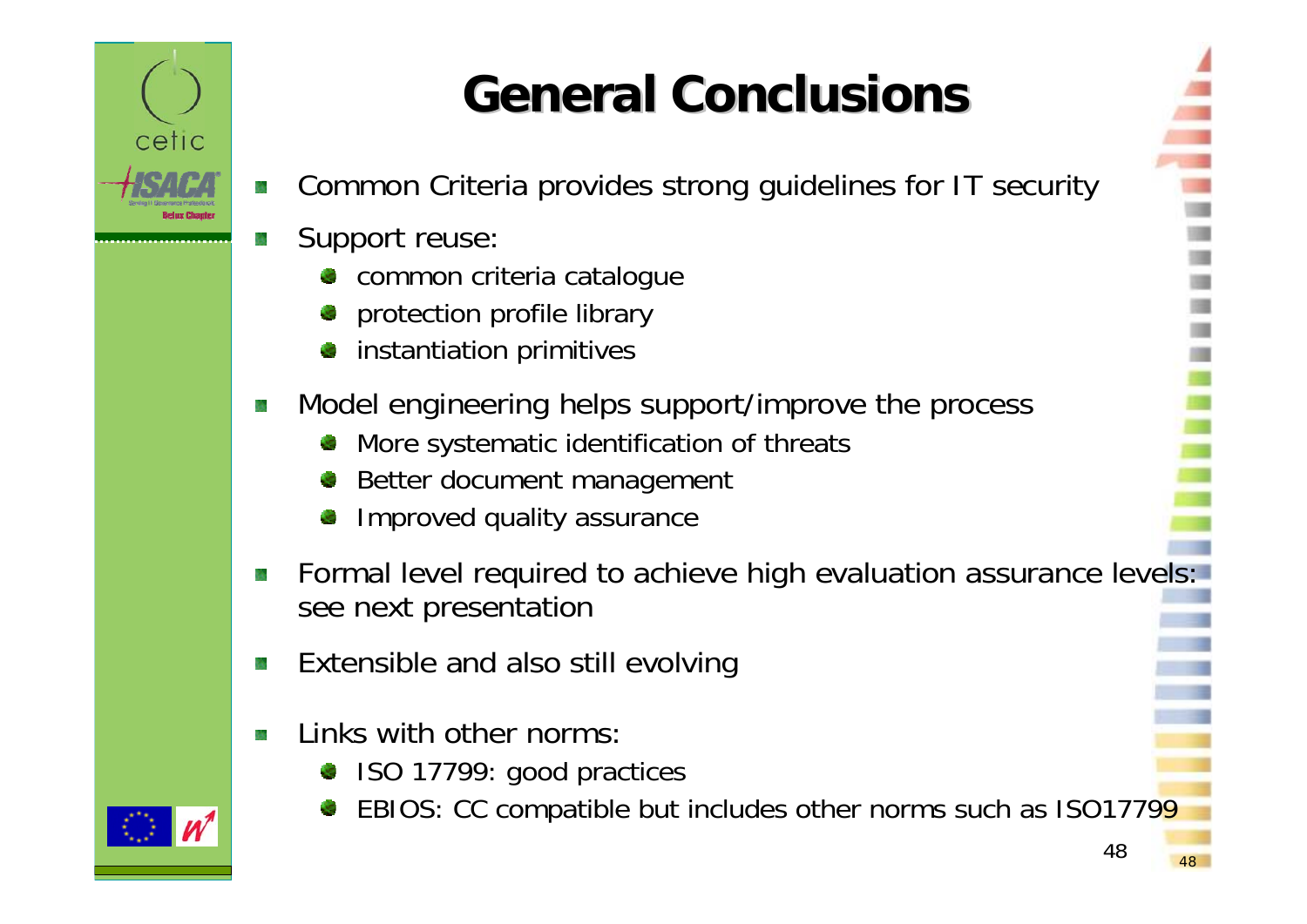# General Conclusions

- Common Criteria provides strong guidelines for IT security
- Support reuse:
  - common criteria catalogue
  - protection profile library
  - instantiation primitives
- Model engineering helps support/improve the process
  - More systematic identification of threats
  - Better document management
  - Improved quality assurance
- Formal level required to achieve high evaluation assurance levels: see next presentation
- Extensible and also still evolving
- Links with other norms:
  - ISO 17799: good practices
  - EBIOS: CC compatible but includes other norms such as ISO17799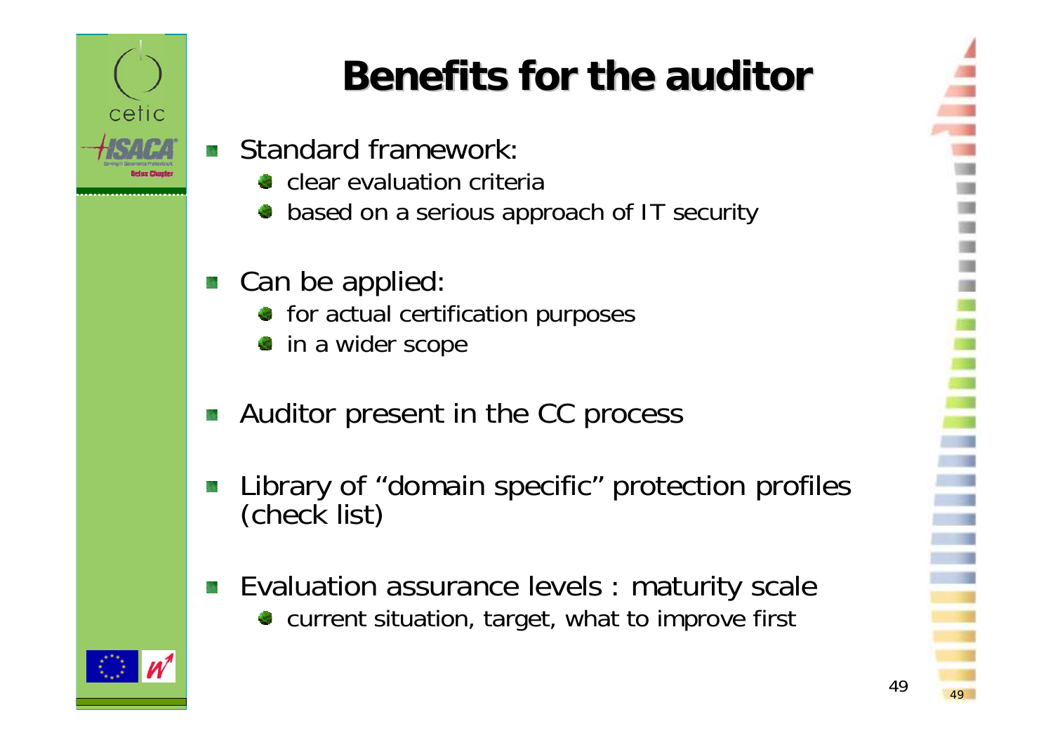# Benefits for the auditor

- Standard framework:
  - clear evaluation criteria
  - based on a serious approach of IT security
- Can be applied:
  - for actual certification purposes
  - in a wider scope
- Auditor present in the CC process
- Library of "domain specific" protection profiles (check list)
- Evaluation assurance levels : maturity scale
  - current situation, target, what to improve first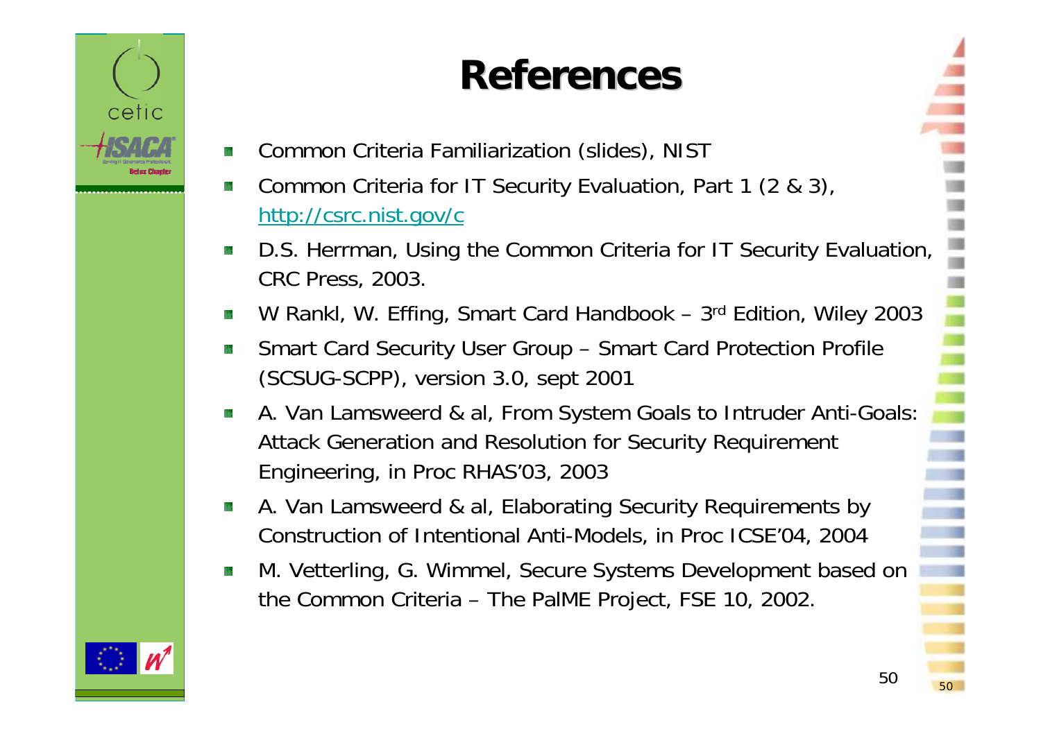# References

- Common Criteria Familiarization (slides), NIST
- Common Criteria for IT Security Evaluation, Part 1 (2 & 3), http://csrc.nist.gov/c
- D.S. Herrman, Using the Common Criteria for IT Security Evaluation, CRC Press, 2003.
- W Rankl, W. Effing, Smart Card Handbook – 3rd Edition, Wiley 2003
- Smart Card Security User Group – Smart Card Protection Profile (SCSUG-SCPP), version 3.0, sept 2001
- A. Van Lamsweerd & al, From System Goals to Intruder Anti-Goals: Attack Generation and Resolution for Security Requirement Engineering, in Proc RHAS'03, 2003
- A. Van Lamsweerd & al, Elaborating Security Requirements by Construction of Intentional Anti-Models, in Proc ICSE'04, 2004
- M. Vetterling, G. Wimmel, Secure Systems Development based on the Common Criteria – The PalME Project, FSE 10, 2002.